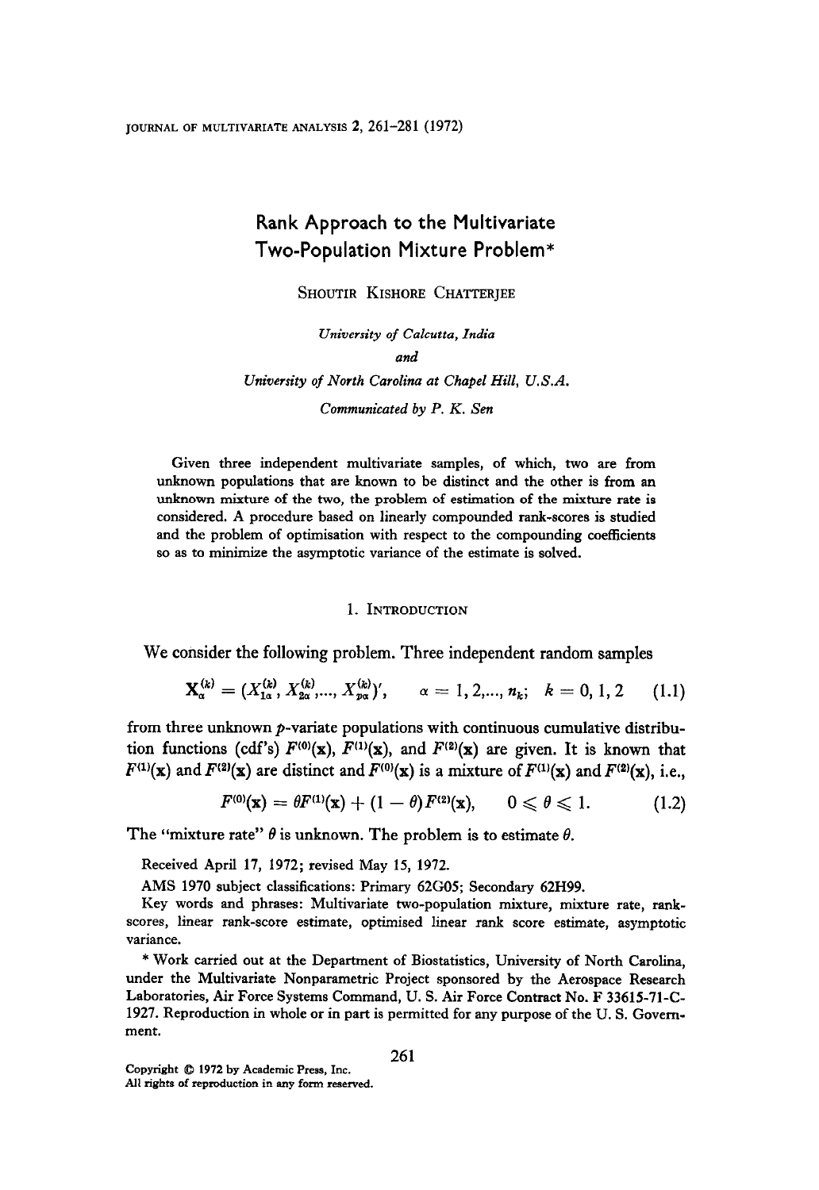# Rank Approach to the Multivariate Two-Population Mixture Problem*

SHOUTIR KISHORE CHATTERJEE

*University of Calcutta, India*

*and*

*University of North Carolina at Chapel Hill, U.S.A.*

*Communicated by P. K. Sen*

Given three independent multivariate samples, of which, two are from unknown populations that are known to be distinct and the other is from an unknown mixture of the two, the problem of estimation of the mixture rate is considered. A procedure based on linearly compounded rank-scores is studied and the problem of optimisation with respect to the compounding coefficients so as to minimize the asymptotic variance of the estimate is solved.

## 1. INTRODUCTION

We consider the following problem. Three independent random samples

$$\mathbf{X}_\alpha^{(k)} = (X_{1\alpha}^{(k)}, X_{2\alpha}^{(k)}, \ldots, X_{p\alpha}^{(k)})', \qquad \alpha = 1, 2, \ldots, n_k; \quad k = 0, 1, 2 \tag{1.1}$$

from three unknown $p$-variate populations with continuous cumulative distribution functions (cdf's) $F^{(0)}(\mathbf{x})$, $F^{(1)}(\mathbf{x})$, and $F^{(2)}(\mathbf{x})$ are given. It is known that $F^{(1)}(\mathbf{x})$ and $F^{(2)}(\mathbf{x})$ are distinct and $F^{(0)}(\mathbf{x})$ is a mixture of $F^{(1)}(\mathbf{x})$ and $F^{(2)}(\mathbf{x})$, i.e.,

$$F^{(0)}(\mathbf{x}) = \theta F^{(1)}(\mathbf{x}) + (1 - \theta) F^{(2)}(\mathbf{x}), \qquad 0 \leqslant \theta \leqslant 1. \tag{1.2}$$

The "mixture rate" $\theta$ is unknown. The problem is to estimate $\theta$.

Received April 17, 1972; revised May 15, 1972.

AMS 1970 subject classifications: Primary 62G05; Secondary 62H99.

Key words and phrases: Multivariate two-population mixture, mixture rate, rank-scores, linear rank-score estimate, optimised linear rank score estimate, asymptotic variance.

\* Work carried out at the Department of Biostatistics, University of North Carolina, under the Multivariate Nonparametric Project sponsored by the Aerospace Research Laboratories, Air Force Systems Command, U. S. Air Force Contract No. F 33615-71-C-1927. Reproduction in whole or in part is permitted for any purpose of the U. S. Government.

Copyright © 1972 by Academic Press, Inc.
All rights of reproduction in any form reserved.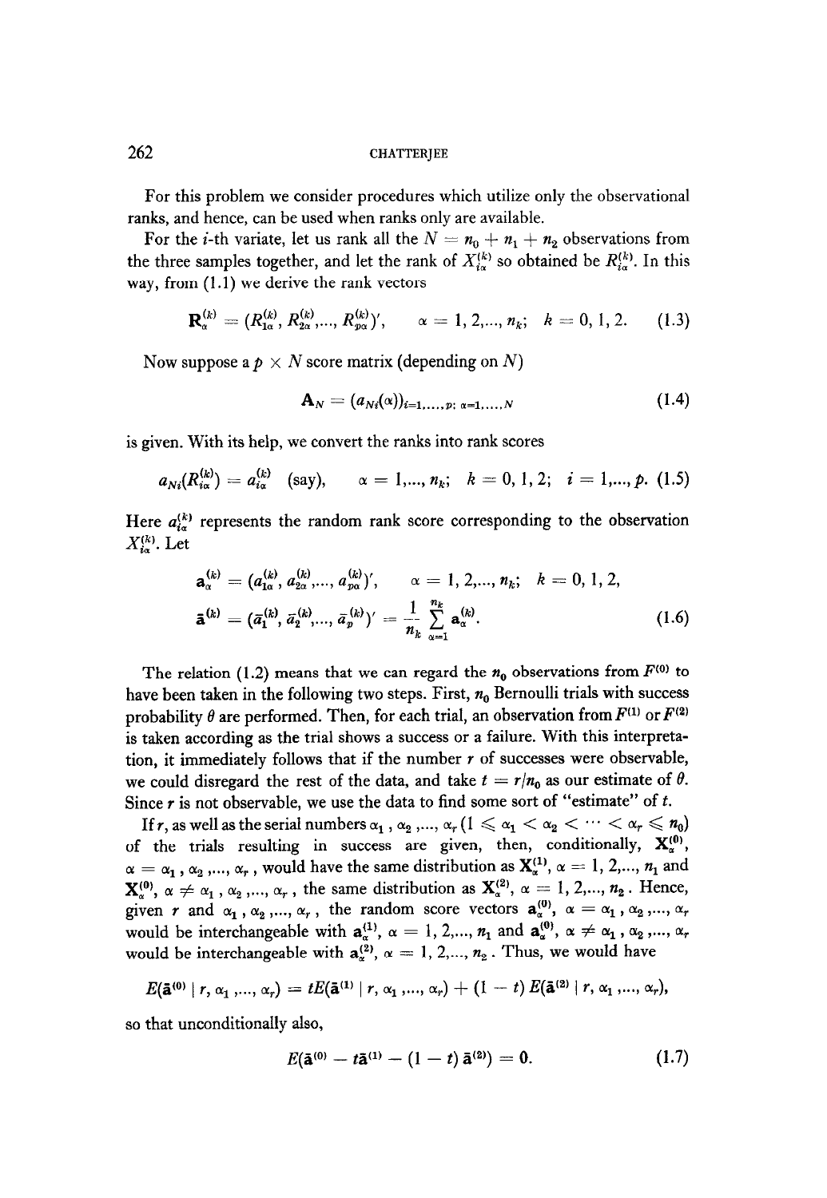For this problem we consider procedures which utilize only the observational ranks, and hence, can be used when ranks only are available.

For the $i$-th variate, let us rank all the $N = n_0 + n_1 + n_2$ observations from the three samples together, and let the rank of $X_{i\alpha}^{(k)}$ so obtained be $R_{i\alpha}^{(k)}$. In this way, from (1.1) we derive the rank vectors

$$\mathbf{R}_{\alpha}^{(k)} = (R_{1\alpha}^{(k)}, R_{2\alpha}^{(k)},..., R_{p\alpha}^{(k)})', \qquad \alpha = 1, 2,..., n_k; \quad k = 0, 1, 2. \tag{1.3}$$

Now suppose a $p \times N$ score matrix (depending on $N$)

$$\mathbf{A}_N = (a_{Ni}(\alpha))_{i=1,...,p;\ \alpha=1,...,N} \tag{1.4}$$

is given. With its help, we convert the ranks into rank scores

$$a_{Ni}(R_{i\alpha}^{(k)}) = a_{i\alpha}^{(k)} \text{ (say)}, \qquad \alpha = 1,..., n_k; \quad k = 0, 1, 2; \quad i = 1,..., p. \tag{1.5}$$

Here $a_{i\alpha}^{(k)}$ represents the random rank score corresponding to the observation $X_{i\alpha}^{(k)}$. Let

$$\begin{aligned} \mathbf{a}_{\alpha}^{(k)} &= (a_{1\alpha}^{(k)}, a_{2\alpha}^{(k)},..., a_{p\alpha}^{(k)})', \qquad \alpha = 1, 2,..., n_k; \quad k = 0, 1, 2, \\ \bar{\mathbf{a}}^{(k)} &= (\bar{a}_1^{(k)}, \bar{a}_2^{(k)},..., \bar{a}_p^{(k)})' = \frac{1}{n_k} \sum_{\alpha=1}^{n_k} \mathbf{a}_{\alpha}^{(k)}. \end{aligned} \tag{1.6}$$

The relation (1.2) means that we can regard the $n_0$ observations from $F^{(0)}$ to have been taken in the following two steps. First, $n_0$ Bernoulli trials with success probability $\theta$ are performed. Then, for each trial, an observation from $F^{(1)}$ or $F^{(2)}$ is taken according as the trial shows a success or a failure. With this interpretation, it immediately follows that if the number $r$ of successes were observable, we could disregard the rest of the data, and take $t = r/n_0$ as our estimate of $\theta$. Since $r$ is not observable, we use the data to find some sort of "estimate" of $t$.

If $r$, as well as the serial numbers $\alpha_1, \alpha_2,..., \alpha_r$ $(1 \leqslant \alpha_1 < \alpha_2 < \cdots < \alpha_r \leqslant n_0)$ of the trials resulting in success are given, then, conditionally, $\mathbf{X}_{\alpha}^{(0)}$, $\alpha = \alpha_1, \alpha_2,..., \alpha_r$, would have the same distribution as $\mathbf{X}_{\alpha}^{(1)}$, $\alpha = 1, 2,..., n_1$ and $\mathbf{X}_{\alpha}^{(0)}$, $\alpha \neq \alpha_1, \alpha_2,..., \alpha_r$, the same distribution as $\mathbf{X}_{\alpha}^{(2)}$, $\alpha = 1, 2,..., n_2$. Hence, given $r$ and $\alpha_1, \alpha_2,..., \alpha_r$, the random score vectors $\mathbf{a}_{\alpha}^{(0)}$, $\alpha = \alpha_1, \alpha_2,..., \alpha_r$ would be interchangeable with $\mathbf{a}_{\alpha}^{(1)}$, $\alpha = 1, 2,..., n_1$ and $\mathbf{a}_{\alpha}^{(0)}$, $\alpha \neq \alpha_1, \alpha_2,..., \alpha_r$ would be interchangeable with $\mathbf{a}_{\alpha}^{(2)}$, $\alpha = 1, 2,..., n_2$. Thus, we would have

$$E(\bar{\mathbf{a}}^{(0)} \mid r, \alpha_1,..., \alpha_r) = tE(\bar{\mathbf{a}}^{(1)} \mid r, \alpha_1,..., \alpha_r) + (1 - t)\, E(\bar{\mathbf{a}}^{(2)} \mid r, \alpha_1,..., \alpha_r),$$

so that unconditionally also,

$$E(\bar{\mathbf{a}}^{(0)} - t\bar{\mathbf{a}}^{(1)} - (1 - t)\, \bar{\mathbf{a}}^{(2)}) = \mathbf{0}. \tag{1.7}$$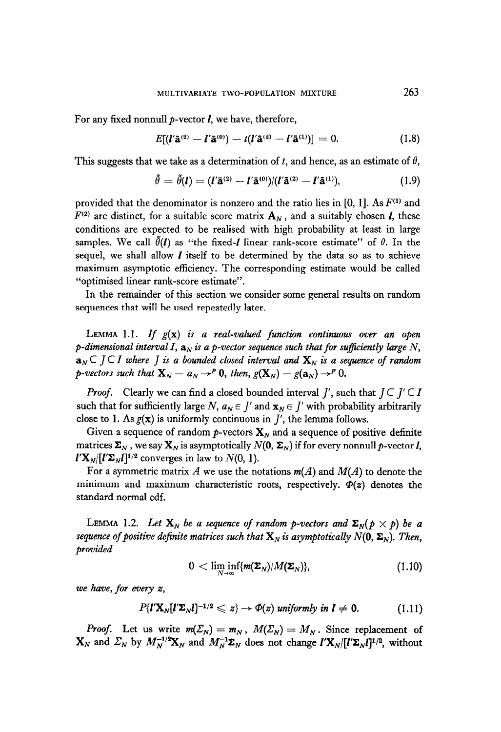For any fixed nonnull $p$-vector $\mathbf{l}$, we have, therefore,

$$E[(\mathbf{l}'\bar{\mathbf{a}}^{(2)} - \mathbf{l}'\bar{\mathbf{a}}^{(0)}) - t(\mathbf{l}'\bar{\mathbf{a}}^{(2)} - \mathbf{l}'\bar{\mathbf{a}}^{(1)})] = 0. \tag{1.8}$$

This suggests that we take as a determination of $t$, and hence, as an estimate of $\theta$,

$$\tilde{\theta} = \tilde{\theta}(\mathbf{l}) = (\mathbf{l}'\bar{\mathbf{a}}^{(2)} - \mathbf{l}'\bar{\mathbf{a}}^{(0)})/(\mathbf{l}'\bar{\mathbf{a}}^{(2)} - \mathbf{l}'\bar{\mathbf{a}}^{(1)}), \tag{1.9}$$

provided that the denominator is nonzero and the ratio lies in $[0, 1]$. As $F^{(1)}$ and $F^{(2)}$ are distinct, for a suitable score matrix $\mathbf{A}_N$, and a suitably chosen $\mathbf{l}$, these conditions are expected to be realised with high probability at least in large samples. We call $\tilde{\theta}(\mathbf{l})$ as "the fixed-$\mathbf{l}$ linear rank-score estimate" of $\theta$. In the sequel, we shall allow $\mathbf{l}$ itself to be determined by the data so as to achieve maximum asymptotic efficiency. The corresponding estimate would be called "optimised linear rank-score estimate".

In the remainder of this section we consider some general results on random sequences that will be used repeatedly later.

LEMMA 1.1. *If $g(\mathbf{x})$ is a real-valued function continuous over an open $p$-dimensional interval $I$, $\mathbf{a}_N$ is a $p$-vector sequence such that for sufficiently large $N$, $\mathbf{a}_N \subset J \subset I$ where $J$ is a bounded closed interval and $\mathbf{X}_N$ is a sequence of random $p$-vectors such that $\mathbf{X}_N - a_N \to^P \mathbf{0}$, then, $g(\mathbf{X}_N) - g(\mathbf{a}_N) \to^P 0$.*

*Proof.* Clearly we can find a closed bounded interval $J'$, such that $J \subset J' \subset I$ such that for sufficiently large $N$, $a_N \in J'$ and $\mathbf{x}_N \in J'$ with probability arbitrarily close to 1. As $g(\mathbf{x})$ is uniformly continuous in $J'$, the lemma follows.

Given a sequence of random $p$-vectors $\mathbf{X}_N$ and a sequence of positive definite matrices $\mathbf{\Sigma}_N$, we say $\mathbf{X}_N$ is asymptotically $N(\mathbf{0}, \mathbf{\Sigma}_N)$ if for every nonnull $p$-vector $\mathbf{l}$, $\mathbf{l}'\mathbf{X}_N/[\mathbf{l}'\mathbf{\Sigma}_N\mathbf{l}]^{1/2}$ converges in law to $N(0, 1)$.

For a symmetric matrix $A$ we use the notations $m(A)$ and $M(A)$ to denote the minimum and maximum characteristic roots, respectively. $\Phi(z)$ denotes the standard normal cdf.

LEMMA 1.2. *Let $\mathbf{X}_N$ be a sequence of random $p$-vectors and $\mathbf{\Sigma}_N(p \times p)$ be a sequence of positive definite matrices such that $\mathbf{X}_N$ is asymptotically $N(\mathbf{0}, \mathbf{\Sigma}_N)$. Then, provided*

$$0 < \liminf_{N\to\infty}\{m(\mathbf{\Sigma}_N)/M(\mathbf{\Sigma}_N)\}, \tag{1.10}$$

*we have, for every $z$,*

$$P\{\mathbf{l}'\mathbf{X}_N[\mathbf{l}'\mathbf{\Sigma}_N\mathbf{l}]^{-1/2} \leqslant z\} \to \Phi(z) \text{ uniformly in } \mathbf{l} \neq \mathbf{0}. \tag{1.11}$$

*Proof.* Let us write $m(\Sigma_N) = m_N$, $M(\Sigma_N) = M_N$. Since replacement of $\mathbf{X}_N$ and $\Sigma_N$ by $M_N^{-1/2}\mathbf{X}_N$ and $M_N^{-1}\mathbf{\Sigma}_N$ does not change $\mathbf{l}'\mathbf{X}_N/[\mathbf{l}'\mathbf{\Sigma}_N\mathbf{l}]^{1/2}$, without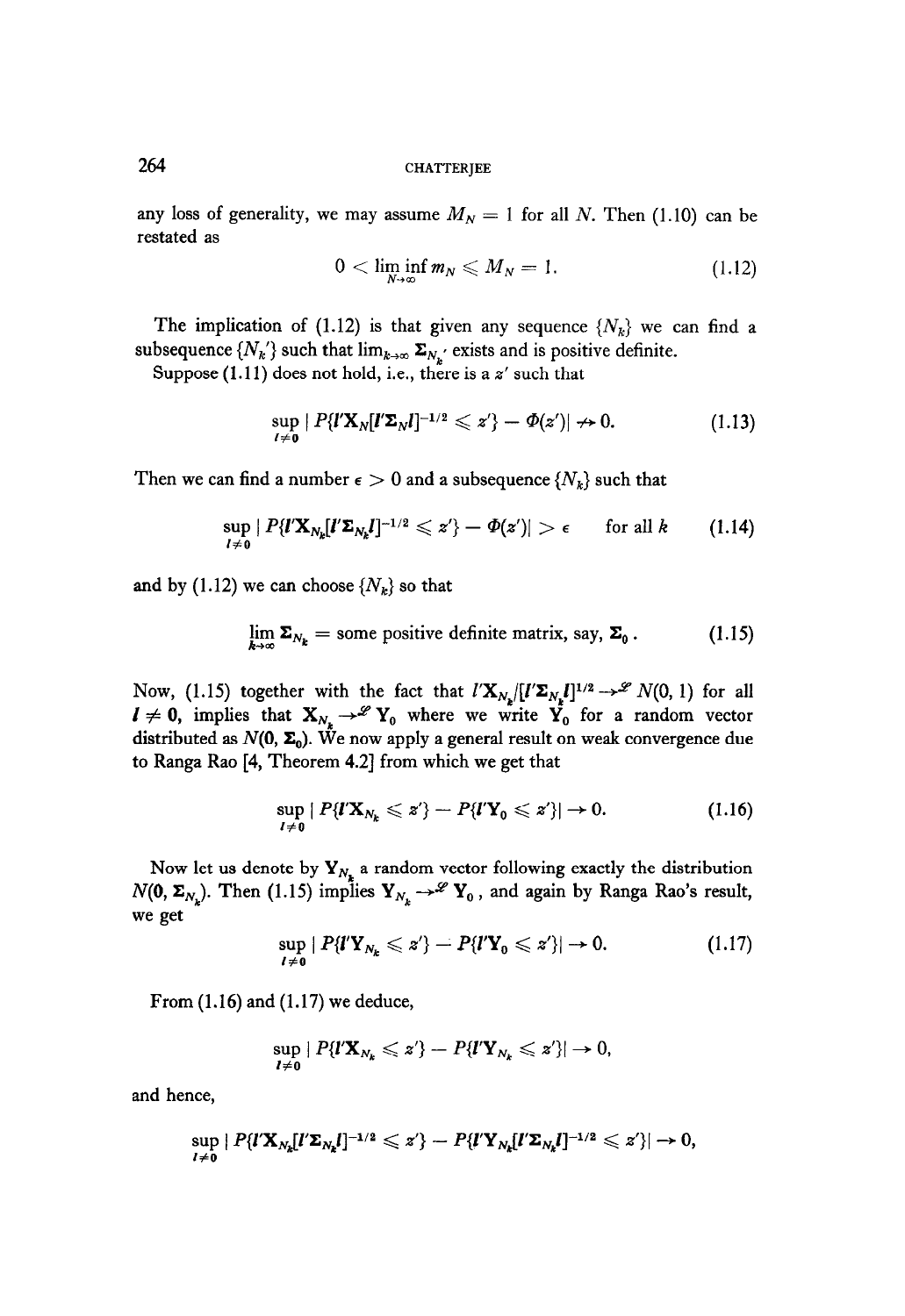any loss of generality, we may assume $M_N = 1$ for all $N$. Then (1.10) can be restated as

$$0 < \liminf_{N\to\infty} m_N \leqslant M_N = 1. \tag{1.12}$$

The implication of (1.12) is that given any sequence $\{N_k\}$ we can find a subsequence $\{N_k'\}$ such that $\lim_{k\to\infty} \mathbf{\Sigma}_{N_k'}$ exists and is positive definite.

Suppose (1.11) does not hold, i.e., there is a $z'$ such that

$$\sup_{l\neq 0} | P\{l'\mathbf{X}_N[l'\mathbf{\Sigma}_N l]^{-1/2} \leqslant z'\} - \Phi(z')| \nrightarrow 0. \tag{1.13}$$

Then we can find a number $\epsilon > 0$ and a subsequence $\{N_k\}$ such that

$$\sup_{l\neq 0} | P\{l'\mathbf{X}_{N_k}[l'\mathbf{\Sigma}_{N_k} l]^{-1/2} \leqslant z'\} - \Phi(z')| > \epsilon \qquad \text{for all } k \tag{1.14}$$

and by (1.12) we can choose $\{N_k\}$ so that

$$\lim_{k\to\infty} \mathbf{\Sigma}_{N_k} = \text{some positive definite matrix, say, } \mathbf{\Sigma}_0 . \tag{1.15}$$

Now, (1.15) together with the fact that $l'\mathbf{X}_{N_k}/[l'\mathbf{\Sigma}_{N_k} l]^{1/2} \to^{\mathscr{L}} N(0, 1)$ for all $l \neq \mathbf{0}$, implies that $\mathbf{X}_{N_k} \to^{\mathscr{L}} \mathbf{Y}_0$ where we write $\mathbf{Y}_0$ for a random vector distributed as $N(\mathbf{0}, \mathbf{\Sigma}_0)$. We now apply a general result on weak convergence due to Ranga Rao [4, Theorem 4.2] from which we get that

$$\sup_{l\neq 0} | P\{l'\mathbf{X}_{N_k} \leqslant z'\} - P\{l'\mathbf{Y}_0 \leqslant z'\}| \to 0. \tag{1.16}$$

Now let us denote by $\mathbf{Y}_{N_k}$ a random vector following exactly the distribution $N(\mathbf{0}, \mathbf{\Sigma}_{N_k})$. Then (1.15) implies $\mathbf{Y}_{N_k} \to^{\mathscr{L}} \mathbf{Y}_0$, and again by Ranga Rao's result, we get

$$\sup_{l\neq 0} | P\{l'\mathbf{Y}_{N_k} \leqslant z'\} - P\{l'\mathbf{Y}_0 \leqslant z'\}| \to 0. \tag{1.17}$$

From (1.16) and (1.17) we deduce,

$$\sup_{l\neq 0} | P\{l'\mathbf{X}_{N_k} \leqslant z'\} - P\{l'\mathbf{Y}_{N_k} \leqslant z'\}| \to 0,$$

and hence,

$$\sup_{l\neq 0} | P\{l'\mathbf{X}_{N_k}[l'\mathbf{\Sigma}_{N_k} l]^{-1/2} \leqslant z'\} - P\{l'\mathbf{Y}_{N_k}[l'\mathbf{\Sigma}_{N_k} l]^{-1/2} \leqslant z'\}| \to 0,$$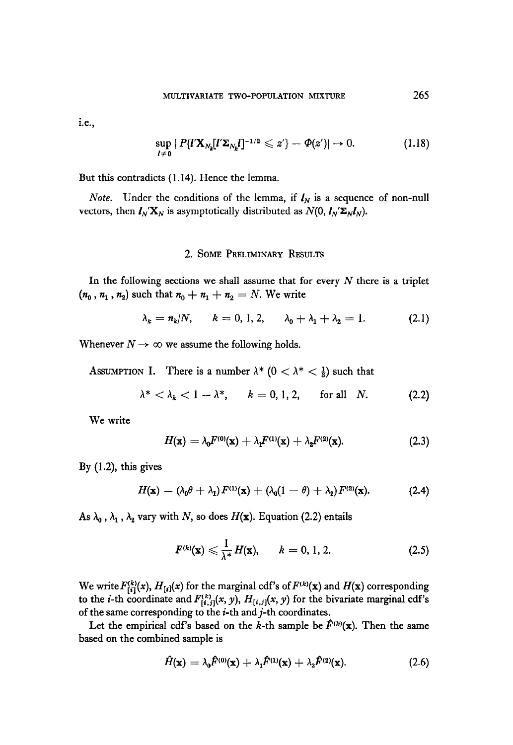i.e.,

$$\sup_{l \neq 0} | P\{l' \mathbf{X}_{N_k} [l' \mathbf{\Sigma}_{N_k} l]^{-1/2} \leqslant z'\} - \Phi(z')| \to 0. \tag{1.18}$$

But this contradicts (1.14). Hence the lemma.

*Note.* Under the conditions of the lemma, if $l_N$ is a sequence of non-null vectors, then $l_N' \mathbf{X}_N$ is asymptotically distributed as $N(0, l_N' \mathbf{\Sigma}_N l_N)$.

## 2. Some Preliminary Results

In the following sections we shall assume that for every $N$ there is a triplet $(n_0, n_1, n_2)$ such that $n_0 + n_1 + n_2 = N$. We write

$$\lambda_k = n_k/N, \qquad k = 0, 1, 2, \qquad \lambda_0 + \lambda_1 + \lambda_2 = 1. \tag{2.1}$$

Whenever $N \to \infty$ we assume the following holds.

Assumption I. There is a number $\lambda^*$ $(0 < \lambda^* < \frac{1}{3})$ such that

$$\lambda^* < \lambda_k < 1 - \lambda^*, \qquad k = 0, 1, 2, \qquad \text{for all } N. \tag{2.2}$$

We write

$$H(\mathbf{x}) = \lambda_0 F^{(0)}(\mathbf{x}) + \lambda_1 F^{(1)}(\mathbf{x}) + \lambda_2 F^{(2)}(\mathbf{x}). \tag{2.3}$$

By (1.2), this gives

$$H(\mathbf{x}) - (\lambda_0 \theta + \lambda_1) F^{(1)}(\mathbf{x}) + (\lambda_0 (1 - \theta) + \lambda_2) F^{(2)}(\mathbf{x}). \tag{2.4}$$

As $\lambda_0, \lambda_1, \lambda_2$ vary with $N$, so does $H(\mathbf{x})$. Equation (2.2) entails

$$F^{(k)}(\mathbf{x}) \leqslant \frac{1}{\lambda^*} H(\mathbf{x}), \qquad k = 0, 1, 2. \tag{2.5}$$

We write $F_{[i]}^{(k)}(x)$, $H_{[i]}(x)$ for the marginal cdf's of $F^{(k)}(\mathbf{x})$ and $H(\mathbf{x})$ corresponding to the $i$-th coordinate and $F_{[i,j]}^{(k)}(x, y)$, $H_{[i,j]}(x, y)$ for the bivariate marginal cdf's of the same corresponding to the $i$-th and $j$-th coordinates.

Let the empirical cdf's based on the $k$-th sample be $\hat{F}^{(k)}(\mathbf{x})$. Then the same based on the combined sample is

$$\hat{H}(\mathbf{x}) = \lambda_0 \hat{F}^{(0)}(\mathbf{x}) + \lambda_1 \hat{F}^{(1)}(\mathbf{x}) + \lambda_2 \hat{F}^{(2)}(\mathbf{x}). \tag{2.6}$$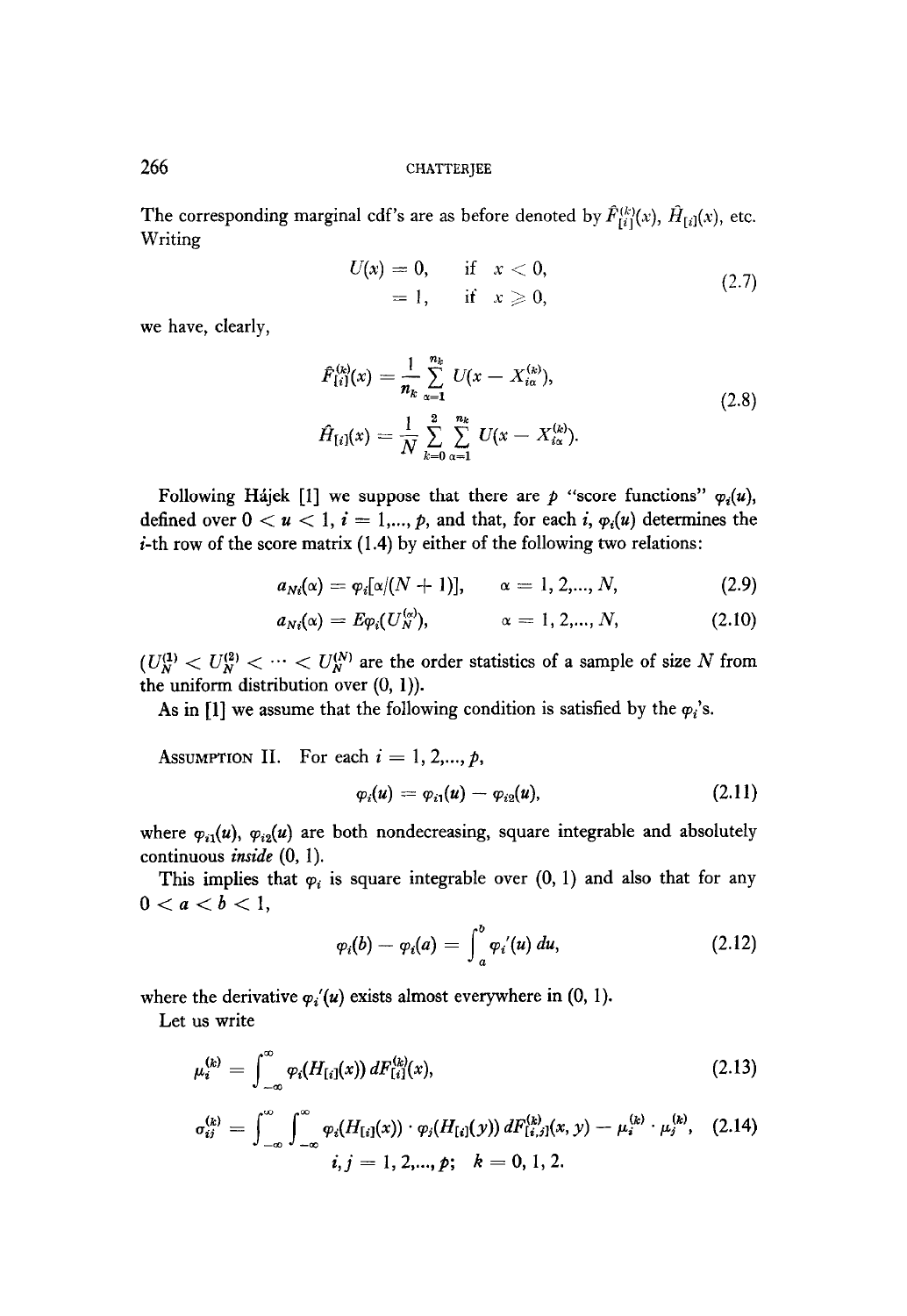The corresponding marginal cdf's are as before denoted by $\hat{F}_{[i]}^{(k)}(x)$, $\hat{H}_{[i]}(x)$, etc. Writing

$$
\begin{aligned}
U(x) &= 0, \quad \text{if } x < 0, \\
&= 1, \quad \text{if } x \geqslant 0,
\end{aligned}
\tag{2.7}
$$

we have, clearly,

$$
\begin{aligned}
\hat{F}_{[i]}^{(k)}(x) &= \frac{1}{n_k} \sum_{\alpha=1}^{n_k} U(x - X_{i\alpha}^{(k)}), \\
\hat{H}_{[i]}(x) &= \frac{1}{N} \sum_{k=0}^{2} \sum_{\alpha=1}^{n_k} U(x - X_{i\alpha}^{(k)}).
\end{aligned}
\tag{2.8}
$$

Following Hájek [1] we suppose that there are $p$ "score functions" $\varphi_i(u)$, defined over $0 < u < 1$, $i = 1,\ldots, p$, and that, for each $i$, $\varphi_i(u)$ determines the $i$-th row of the score matrix (1.4) by either of the following two relations:

$$
a_{Ni}(\alpha) = \varphi_i[\alpha/(N+1)], \qquad \alpha = 1, 2,\ldots, N, \tag{2.9}
$$

$$
a_{Ni}(\alpha) = E\varphi_i(U_N^{(\alpha)}), \qquad \alpha = 1, 2,\ldots, N, \tag{2.10}
$$

($U_N^{(1)} < U_N^{(2)} < \cdots < U_N^{(N)}$ are the order statistics of a sample of size $N$ from the uniform distribution over (0, 1)).

As in [1] we assume that the following condition is satisfied by the $\varphi_i$'s.

Assumption II. For each $i = 1, 2,\ldots, p$,

$$
\varphi_i(u) = \varphi_{i1}(u) - \varphi_{i2}(u), \tag{2.11}
$$

where $\varphi_{i1}(u)$, $\varphi_{i2}(u)$ are both nondecreasing, square integrable and absolutely continuous *inside* (0, 1).

This implies that $\varphi_i$ is square integrable over (0, 1) and also that for any $0 < a < b < 1$,

$$
\varphi_i(b) - \varphi_i(a) = \int_a^b \varphi_i'(u)\, du, \tag{2.12}
$$

where the derivative $\varphi_i'(u)$ exists almost everywhere in (0, 1).

Let us write

$$
\mu_i^{(k)} = \int_{-\infty}^{\infty} \varphi_i(H_{[i]}(x))\, dF_{[i]}^{(k)}(x), \tag{2.13}
$$

$$
\sigma_{ij}^{(k)} = \int_{-\infty}^{\infty} \int_{-\infty}^{\infty} \varphi_i(H_{[i]}(x)) \cdot \varphi_j(H_{[j]}(y))\, dF_{[i,j]}^{(k)}(x, y) - \mu_i^{(k)} \cdot \mu_j^{(k)}, \tag{2.14}
$$

$$
i, j = 1, 2,\ldots, p; \quad k = 0, 1, 2.
$$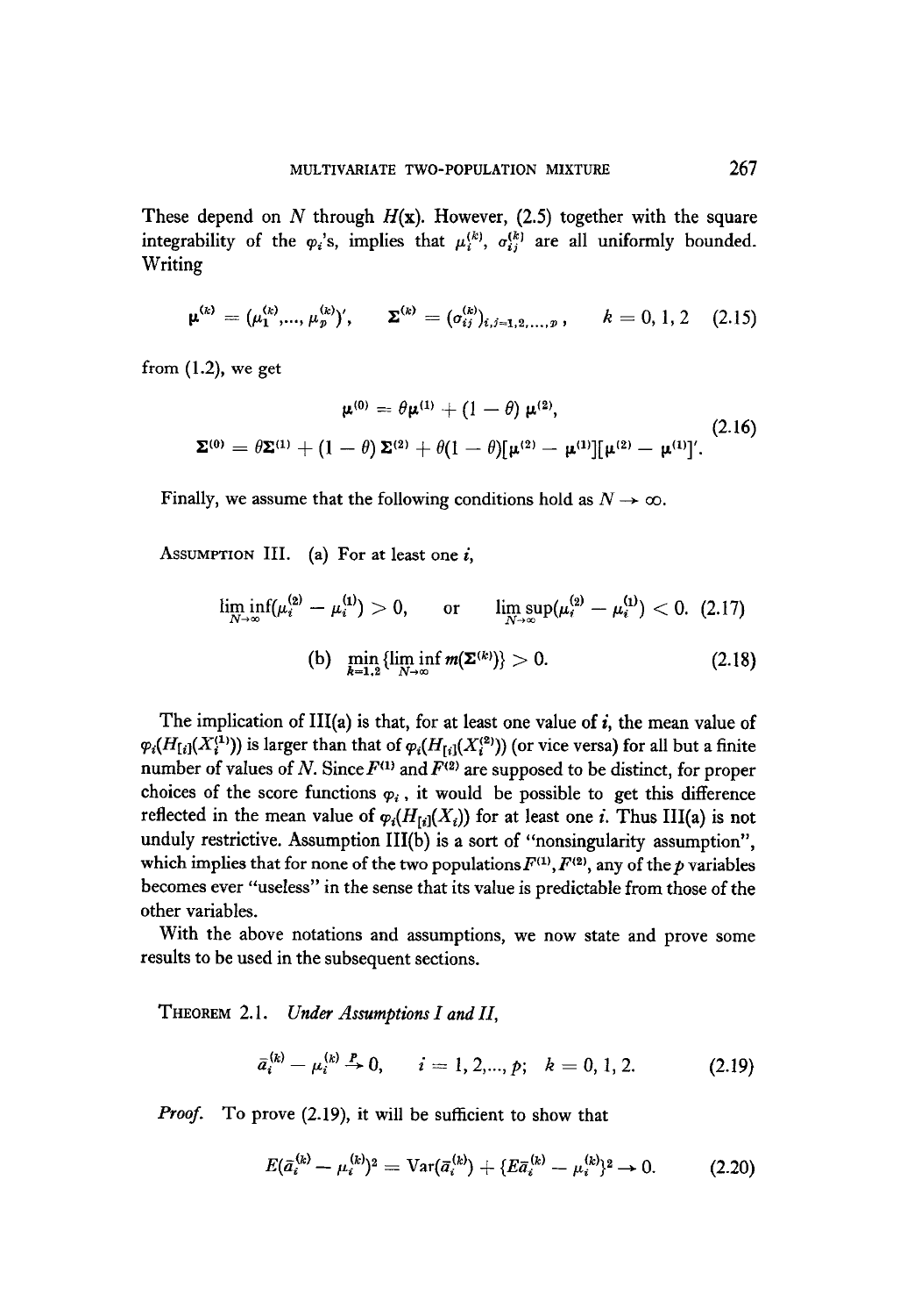These depend on $N$ through $H(\mathbf{x})$. However, (2.5) together with the square integrability of the $\varphi_i$'s, implies that $\mu_i^{(k)}$, $\sigma_{ij}^{(k)}$ are all uniformly bounded. Writing

$$\boldsymbol{\mu}^{(k)} = (\mu_1^{(k)},..., \mu_p^{(k)})', \qquad \boldsymbol{\Sigma}^{(k)} = (\sigma_{ij}^{(k)})_{i,j=1,2,...,p}, \qquad k = 0, 1, 2 \quad (2.15)$$

from (1.2), we get

$$\boldsymbol{\mu}^{(0)} = \theta\boldsymbol{\mu}^{(1)} + (1-\theta)\,\boldsymbol{\mu}^{(2)},$$
$$\boldsymbol{\Sigma}^{(0)} = \theta\boldsymbol{\Sigma}^{(1)} + (1-\theta)\,\boldsymbol{\Sigma}^{(2)} + \theta(1-\theta)[\boldsymbol{\mu}^{(2)} - \boldsymbol{\mu}^{(1)}][\boldsymbol{\mu}^{(2)} - \boldsymbol{\mu}^{(1)}]'. \quad (2.16)$$

Finally, we assume that the following conditions hold as $N \to \infty$.

ASSUMPTION III. (a) For at least one $i$,

$$\liminf_{N\to\infty}(\mu_i^{(2)} - \mu_i^{(1)}) > 0, \qquad \text{or} \qquad \limsup_{N\to\infty}(\mu_i^{(2)} - \mu_i^{(1)}) < 0. \quad (2.17)$$

$$\text{(b)} \quad \min_{k=1,2}\{\liminf_{N\to\infty} m(\boldsymbol{\Sigma}^{(k)})\} > 0. \quad (2.18)$$

The implication of III(a) is that, for at least one value of $i$, the mean value of $\varphi_i(H_{[i]}(X_i^{(1)}))$ is larger than that of $\varphi_i(H_{[i]}(X_i^{(2)}))$ (or vice versa) for all but a finite number of values of $N$. Since $F^{(1)}$ and $F^{(2)}$ are supposed to be distinct, for proper choices of the score functions $\varphi_i$, it would be possible to get this difference reflected in the mean value of $\varphi_i(H_{[i]}(X_i))$ for at least one $i$. Thus III(a) is not unduly restrictive. Assumption III(b) is a sort of "nonsingularity assumption", which implies that for none of the two populations $F^{(1)}, F^{(2)}$, any of the $p$ variables becomes ever "useless" in the sense that its value is predictable from those of the other variables.

With the above notations and assumptions, we now state and prove some results to be used in the subsequent sections.

THEOREM 2.1. *Under Assumptions I and II,*

$$\bar{a}_i^{(k)} - \mu_i^{(k)} \xrightarrow{P} 0, \qquad i = 1, 2,..., p; \quad k = 0, 1, 2. \quad (2.19)$$

*Proof.* To prove (2.19), it will be sufficient to show that

$$E(\bar{a}_i^{(k)} - \mu_i^{(k)})^2 = \text{Var}(\bar{a}_i^{(k)}) + \{E\bar{a}_i^{(k)} - \mu_i^{(k)}\}^2 \to 0. \quad (2.20)$$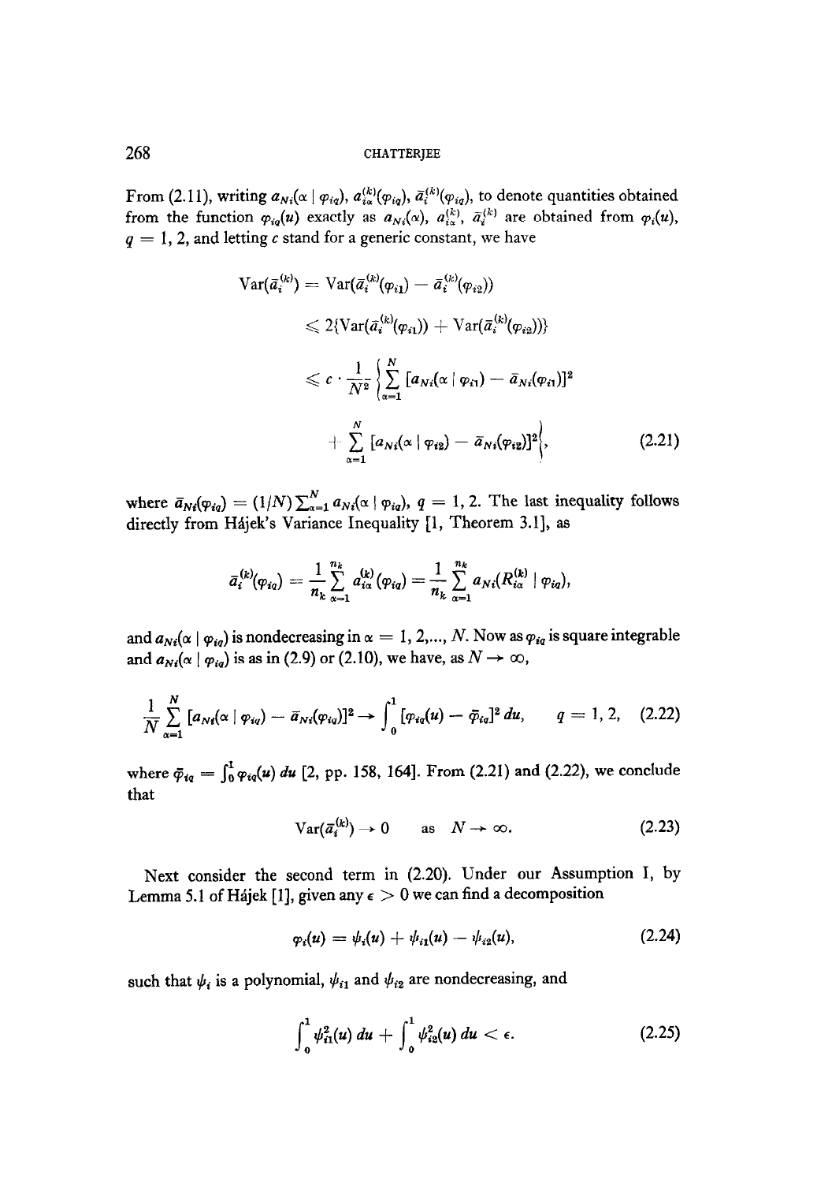From (2.11), writing $a_{Ni}(\alpha \mid \varphi_{iq})$, $a_{i\alpha}^{(k)}(\varphi_{iq})$, $\bar{a}_i^{(k)}(\varphi_{iq})$, to denote quantities obtained from the function $\varphi_{iq}(u)$ exactly as $a_{Ni}(\alpha)$, $a_{i\alpha}^{(k)}$, $\bar{a}_i^{(k)}$ are obtained from $\varphi_i(u)$, $q = 1, 2$, and letting $c$ stand for a generic constant, we have

$$
\begin{aligned}
\operatorname{Var}(\bar{a}_i^{(k)}) &= \operatorname{Var}(\bar{a}_i^{(k)}(\varphi_{i1}) - \bar{a}_i^{(k)}(\varphi_{i2})) \\
&\leqslant 2\{\operatorname{Var}(\bar{a}_i^{(k)}(\varphi_{i1})) + \operatorname{Var}(\bar{a}_i^{(k)}(\varphi_{i2}))\} \\
&\leqslant c \cdot \frac{1}{N^2} \left\{ \sum_{\alpha=1}^{N} [a_{Ni}(\alpha \mid \varphi_{i1}) - \bar{a}_{Ni}(\varphi_{i1})]^2 \right. \\
&\quad \left. + \sum_{\alpha=1}^{N} [a_{Ni}(\alpha \mid \varphi_{i2}) - \bar{a}_{Ni}(\varphi_{i2})]^2 \right\}, \qquad (2.21)
\end{aligned}
$$

where $\bar{a}_{Ni}(\varphi_{iq}) = (1/N) \sum_{\alpha=1}^{N} a_{Ni}(\alpha \mid \varphi_{iq})$, $q = 1, 2$. The last inequality follows directly from Hájek's Variance Inequality [1, Theorem 3.1], as

$$
\bar{a}_i^{(k)}(\varphi_{iq}) = \frac{1}{n_k} \sum_{\alpha=1}^{n_k} a_{i\alpha}^{(k)}(\varphi_{iq}) = \frac{1}{n_k} \sum_{\alpha=1}^{n_k} a_{Ni}(R_{i\alpha}^{(k)} \mid \varphi_{iq}),
$$

and $a_{Ni}(\alpha \mid \varphi_{iq})$ is nondecreasing in $\alpha = 1, 2, \ldots, N$. Now as $\varphi_{iq}$ is square integrable and $a_{Ni}(\alpha \mid \varphi_{iq})$ is as in (2.9) or (2.10), we have, as $N \to \infty$,

$$
\frac{1}{N} \sum_{\alpha=1}^{N} [a_{Ni}(\alpha \mid \varphi_{iq}) - \bar{a}_{Ni}(\varphi_{iq})]^2 \to \int_0^1 [\varphi_{iq}(u) - \bar{\varphi}_{iq}]^2 \, du, \qquad q = 1, 2, \qquad (2.22)
$$

where $\bar{\varphi}_{iq} = \int_0^1 \varphi_{iq}(u) \, du$ [2, pp. 158, 164]. From (2.21) and (2.22), we conclude that

$$
\operatorname{Var}(\bar{a}_i^{(k)}) \to 0 \qquad \text{as} \quad N \to \infty. \qquad (2.23)
$$

Next consider the second term in (2.20). Under our Assumption I, by Lemma 5.1 of Hájek [1], given any $\epsilon > 0$ we can find a decomposition

$$
\varphi_i(u) = \psi_i(u) + \psi_{i1}(u) - \psi_{i2}(u), \qquad (2.24)
$$

such that $\psi_i$ is a polynomial, $\psi_{i1}$ and $\psi_{i2}$ are nondecreasing, and

$$
\int_0^1 \psi_{i1}^2(u) \, du + \int_0^1 \psi_{i2}^2(u) \, du < \epsilon. \qquad (2.25)
$$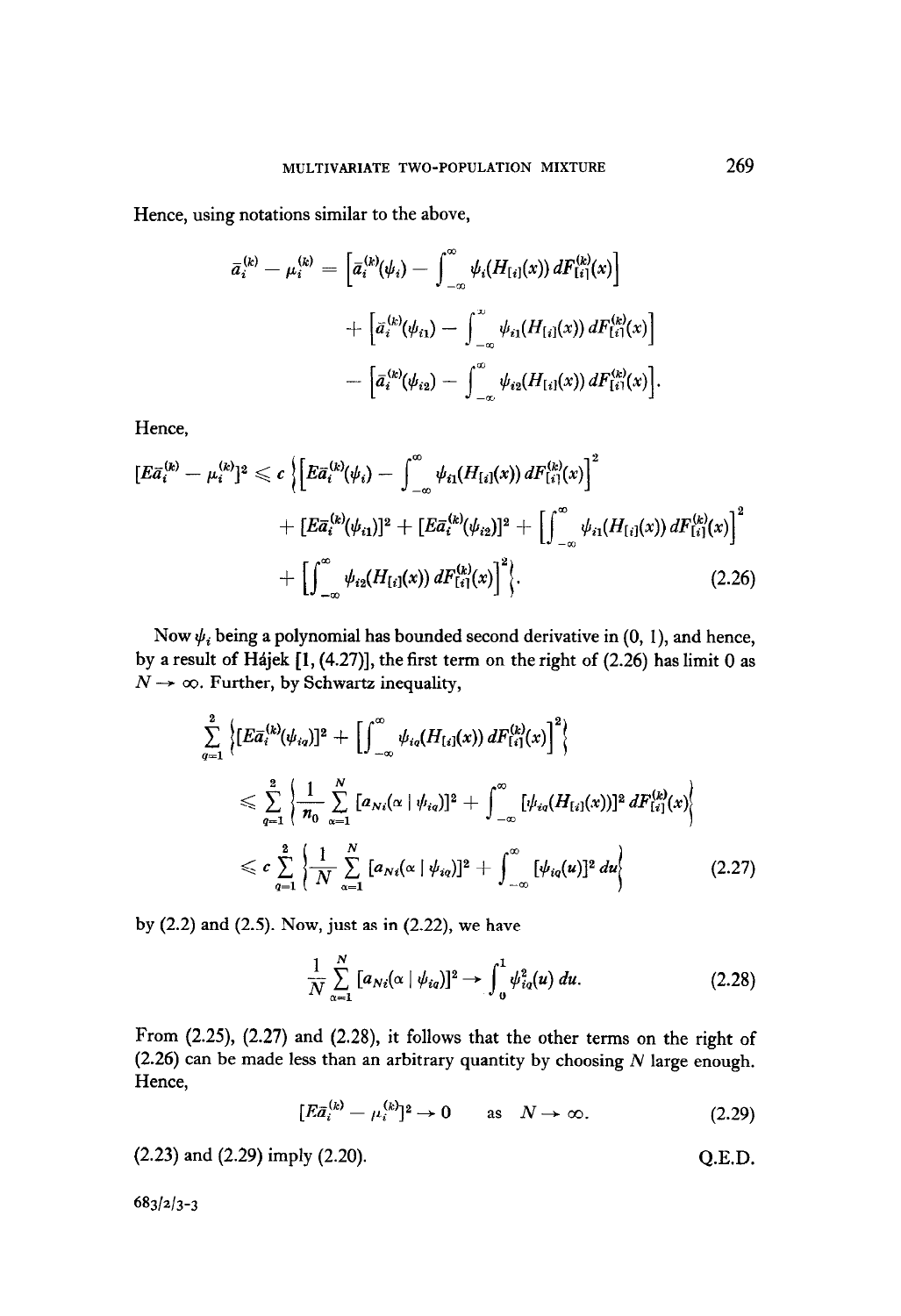Hence, using notations similar to the above,

$$\bar{a}_i^{(k)} - \mu_i^{(k)} = \left[\bar{a}_i^{(k)}(\psi_i) - \int_{-\infty}^{\infty} \psi_i(H_{[i]}(x))\, dF_{[i]}^{(k)}(x)\right]$$

$$+ \left[\bar{a}_i^{(k)}(\psi_{i1}) - \int_{-\infty}^{\infty} \psi_{i1}(H_{[i]}(x))\, dF_{[i]}^{(k)}(x)\right]$$

$$- \left[\bar{a}_i^{(k)}(\psi_{i2}) - \int_{-\infty}^{\infty} \psi_{i2}(H_{[i]}(x))\, dF_{[i]}^{(k)}(x)\right].$$

Hence,

$$[E\bar{a}_i^{(k)} - \mu_i^{(k)}]^2 \leqslant c\left\{\left[E\bar{a}_i^{(k)}(\psi_i) - \int_{-\infty}^{\infty} \psi_{i1}(H_{[i]}(x))\, dF_{[i]}^{(k)}(x)\right]^2 + [E\bar{a}_i^{(k)}(\psi_{i1})]^2 + [E\bar{a}_i^{(k)}(\psi_{i2})]^2 + \left[\int_{-\infty}^{\infty} \psi_{i1}(H_{[i]}(x))\, dF_{[i]}^{(k)}(x)\right]^2 + \left[\int_{-\infty}^{\infty} \psi_{i2}(H_{[i]}(x))\, dF_{[i]}^{(k)}(x)\right]^2\right\}. \tag{2.26}$$

Now $\psi_i$ being a polynomial has bounded second derivative in $(0, 1)$, and hence, by a result of Hájek [1, (4.27)], the first term on the right of (2.26) has limit 0 as $N \to \infty$. Further, by Schwartz inequality,

$$\sum_{q=1}^{2} \left\{[E\bar{a}_i^{(k)}(\psi_{iq})]^2 + \left[\int_{-\infty}^{\infty} \psi_{iq}(H_{[i]}(x))\, dF_{[i]}^{(k)}(x)\right]^2\right\}$$

$$\leqslant \sum_{q=1}^{2} \left\{\frac{1}{n_0} \sum_{\alpha=1}^{N} [a_{Ni}(\alpha \mid \psi_{iq})]^2 + \int_{-\infty}^{\infty} [\psi_{iq}(H_{[i]}(x))]^2\, dF_{[i]}^{(k)}(x)\right\}$$

$$\leqslant c \sum_{q=1}^{2} \left\{\frac{1}{N} \sum_{\alpha=1}^{N} [a_{Ni}(\alpha \mid \psi_{iq})]^2 + \int_{-\infty}^{\infty} [\psi_{iq}(u)]^2\, du\right\} \tag{2.27}$$

by (2.2) and (2.5). Now, just as in (2.22), we have

$$\frac{1}{N} \sum_{\alpha=1}^{N} [a_{Ni}(\alpha \mid \psi_{iq})]^2 \to \int_0^1 \psi_{iq}^2(u)\, du. \tag{2.28}$$

From (2.25), (2.27) and (2.28), it follows that the other terms on the right of (2.26) can be made less than an arbitrary quantity by choosing $N$ large enough. Hence,

$$[E\bar{a}_i^{(k)} - \mu_i^{(k)}]^2 \to 0 \quad \text{as} \quad N \to \infty. \tag{2.29}$$

(2.23) and (2.29) imply (2.20). Q.E.D.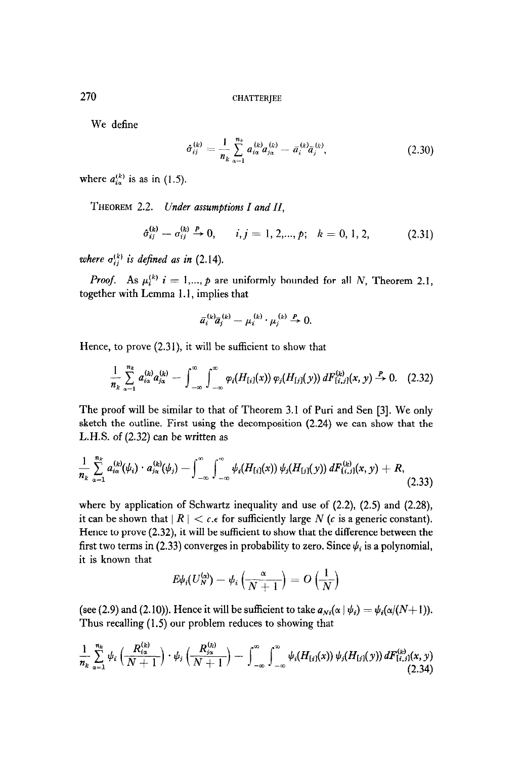We define

$$\hat{\sigma}_{ij}^{(k)} = \frac{1}{n_k} \sum_{\alpha=1}^{n_k} a_{i\alpha}^{(k)} a_{j\alpha}^{(k)} - \bar{a}_i^{(k)} \bar{a}_j^{(k)}, \tag{2.30}$$

where $a_{i\alpha}^{(k)}$ is as in (1.5).

THEOREM 2.2. *Under assumptions I and II,*

$$\hat{\sigma}_{ij}^{(k)} - \sigma_{ij}^{(k)} \xrightarrow{P} 0, \qquad i, j = 1, 2, ..., p; \quad k = 0, 1, 2, \tag{2.31}$$

*where $\sigma_{ij}^{(k)}$ is defined as in* (2.14).

*Proof.* As $\mu_i^{(k)}$ $i = 1, ..., p$ are uniformly bounded for all $N$, Theorem 2.1, together with Lemma 1.1, implies that

$$\bar{a}_i^{(k)} \bar{a}_j^{(k)} - \mu_i^{(k)} \cdot \mu_j^{(k)} \xrightarrow{P} 0.$$

Hence, to prove (2.31), it will be sufficient to show that

$$\frac{1}{n_k} \sum_{\alpha=1}^{n_k} a_{i\alpha}^{(k)} a_{j\alpha}^{(k)} - \int_{-\infty}^{\infty} \int_{-\infty}^{\infty} \varphi_i(H_{[i]}(x)) \, \varphi_j(H_{[j]}(y)) \, dF_{[i,j]}^{(k)}(x, y) \xrightarrow{P} 0. \tag{2.32}$$

The proof will be similar to that of Theorem 3.1 of Puri and Sen [3]. We only sketch the outline. First using the decomposition (2.24) we can show that the L.H.S. of (2.32) can be written as

$$\frac{1}{n_k} \sum_{\alpha=1}^{n_k} a_{i\alpha}^{(k)}(\psi_i) \cdot a_{j\alpha}^{(k)}(\psi_j) - \int_{-\infty}^{\infty} \int_{-\infty}^{\infty} \psi_i(H_{[i]}(x)) \, \psi_j(H_{[j]}(y)) \, dF_{[i,j]}^{(k)}(x, y) + R, \tag{2.33}$$

where by application of Schwartz inequality and use of (2.2), (2.5) and (2.28), it can be shown that $| R | < c.\epsilon$ for sufficiently large $N$ ($c$ is a generic constant). Hence to prove (2.32), it will be sufficient to show that the difference between the first two terms in (2.33) converges in probability to zero. Since $\psi_i$ is a polynomial, it is known that

$$E\psi_i(U_N^{(\alpha)}) - \psi_i\left(\frac{\alpha}{N+1}\right) = O\left(\frac{1}{N}\right)$$

(see (2.9) and (2.10)). Hence it will be sufficient to take $a_{Ni}(\alpha \mid \psi_i) = \psi_i(\alpha/(N+1))$. Thus recalling (1.5) our problem reduces to showing that

$$\frac{1}{n_k} \sum_{\alpha=1}^{n_k} \psi_i\left(\frac{R_{i\alpha}^{(k)}}{N+1}\right) \cdot \psi_j\left(\frac{R_{j\alpha}^{(k)}}{N+1}\right) - \int_{-\infty}^{\infty} \int_{-\infty}^{\infty} \psi_i(H_{[i]}(x)) \, \psi_j(H_{[j]}(y)) \, dF_{[i,j]}^{(k)}(x, y) \tag{2.34}$$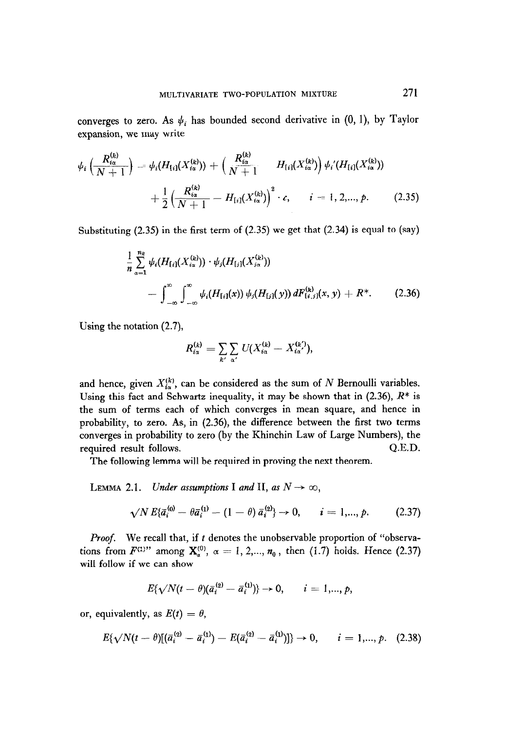converges to zero. As $\psi_i$ has bounded second derivative in (0, 1), by Taylor expansion, we may write

$$\psi_i\left(\frac{R_{i\alpha}^{(k)}}{N+1}\right) = \psi_i(H_{[i]}(X_{i\alpha}^{(k)})) + \left(\frac{R_{i\alpha}^{(k)}}{N+1} - H_{[i]}(X_{i\alpha}^{(k)})\right)\psi_i'(H_{[i]}(X_{i\alpha}^{(k)}))$$
$$+ \frac{1}{2}\left(\frac{R_{i\alpha}^{(k)}}{N+1} - H_{[i]}(X_{i\alpha}^{(k)})\right)^2 \cdot c, \qquad i = 1, 2, ..., p. \tag{2.35}$$

Substituting (2.35) in the first term of (2.35) we get that (2.34) is equal to (say)

$$\frac{1}{n}\sum_{\alpha=1}^{n_k} \psi_i(H_{[i]}(X_{i\alpha}^{(k)})) \cdot \psi_j(H_{[j]}(X_{j\alpha}^{(k)}))$$
$$- \int_{-\infty}^{\infty}\int_{-\infty}^{\infty} \psi_i(H_{[i]}(x))\, \psi_j(H_{[j]}(y))\, dF_{[i,j]}^{(k)}(x, y) + R^*. \tag{2.36}$$

Using the notation (2.7),

$$R_{i\alpha}^{(k)} = \sum_{k'}\sum_{\alpha'} U(X_{i\alpha}^{(k)} - X_{i\alpha'}^{(k')}),$$

and hence, given $X_{i\alpha}^{(k)}$, can be considered as the sum of $N$ Bernoulli variables. Using this fact and Schwartz inequality, it may be shown that in (2.36), $R^*$ is the sum of terms each of which converges in mean square, and hence in probability, to zero. As, in (2.36), the difference between the first two terms converges in probability to zero (by the Khinchin Law of Large Numbers), the required result follows. Q.E.D.

The following lemma will be required in proving the next theorem.

**Lemma 2.1.** *Under assumptions* I *and* II, *as* $N \to \infty$,

$$\sqrt{N}\, E\{\bar{a}_i^{(0)} - \theta \bar{a}_i^{(1)} - (1-\theta)\, \bar{a}_i^{(2)}\} \to 0, \qquad i = 1, ..., p. \tag{2.37}$$

*Proof.* We recall that, if $t$ denotes the unobservable proportion of "observations from $F^{(1)}$" among $\mathbf{X}_\alpha^{(0)}$, $\alpha = 1, 2, ..., n_0$, then (1.7) holds. Hence (2.37) will follow if we can show

$$E\{\sqrt{N}(t-\theta)(\bar{a}_i^{(2)} - \bar{a}_i^{(1)})\} \to 0, \qquad i = 1, ..., p,$$

or, equivalently, as $E(t) = \theta$,

$$E\{\sqrt{N}(t-\theta)[(\bar{a}_i^{(2)} - \bar{a}_i^{(1)}) - E(\bar{a}_i^{(2)} - \bar{a}_i^{(1)})]\} \to 0, \qquad i = 1, ..., p. \tag{2.38}$$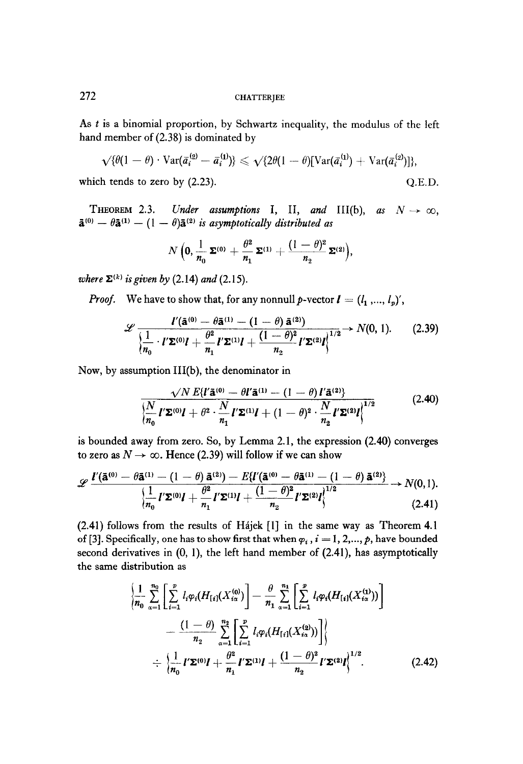As $t$ is a binomial proportion, by Schwartz inequality, the modulus of the left hand member of (2.38) is dominated by

$$\sqrt{\{\theta(1-\theta)\cdot \text{Var}(\bar{a}_i^{(2)} - \bar{a}_i^{(1)})\}} \leqslant \sqrt{\{2\theta(1-\theta)[\text{Var}(\bar{a}_i^{(1)}) + \text{Var}(\bar{a}_i^{(2)})]\}},$$

which tends to zero by (2.23). Q.E.D.

**Theorem 2.3.** *Under assumptions* I, II, *and* III(b), *as* $N \to \infty$, $\bar{\mathbf{a}}^{(0)} - \theta\bar{\mathbf{a}}^{(1)} - (1-\theta)\bar{\mathbf{a}}^{(2)}$ *is asymptotically distributed as*

$$N\left(\mathbf{0}, \frac{1}{n_0}\mathbf{\Sigma}^{(0)} + \frac{\theta^2}{n_1}\mathbf{\Sigma}^{(1)} + \frac{(1-\theta)^2}{n_2}\mathbf{\Sigma}^{(2)}\right),$$

*where* $\mathbf{\Sigma}^{(k)}$ *is given by* (2.14) *and* (2.15).

*Proof.* We have to show that, for any nonnull $p$-vector $\boldsymbol{l} = (l_1, ..., l_p)'$,

$$\mathscr{L}\frac{\boldsymbol{l}'(\bar{\mathbf{a}}^{(0)} - \theta\bar{\mathbf{a}}^{(1)} - (1-\theta)\,\bar{\mathbf{a}}^{(2)})}{\left\{\frac{1}{n_0}\cdot \boldsymbol{l}'\mathbf{\Sigma}^{(0)}\boldsymbol{l} + \frac{\theta^2}{n_1}\boldsymbol{l}'\mathbf{\Sigma}^{(1)}\boldsymbol{l} + \frac{(1-\theta)^2}{n_2}\boldsymbol{l}'\mathbf{\Sigma}^{(2)}\boldsymbol{l}\right\}^{1/2}} \to N(0,1). \tag{2.39}$$

Now, by assumption III(b), the denominator in

$$\frac{\sqrt{N}\,E\{\boldsymbol{l}'\bar{\mathbf{a}}^{(0)} - \theta\boldsymbol{l}'\bar{\mathbf{a}}^{(1)} - (1-\theta)\,\boldsymbol{l}'\bar{\mathbf{a}}^{(2)}\}}{\left\{\frac{N}{n_0}\boldsymbol{l}'\mathbf{\Sigma}^{(0)}\boldsymbol{l} + \theta^2\cdot\frac{N}{n_1}\boldsymbol{l}'\mathbf{\Sigma}^{(1)}\boldsymbol{l} + (1-\theta)^2\cdot\frac{N}{n_2}\boldsymbol{l}'\mathbf{\Sigma}^{(2)}\boldsymbol{l}\right\}^{1/2}} \tag{2.40}$$

is bounded away from zero. So, by Lemma 2.1, the expression (2.40) converges to zero as $N \to \infty$. Hence (2.39) will follow if we can show

$$\mathscr{L}\frac{\boldsymbol{l}'(\bar{\mathbf{a}}^{(0)} - \theta\bar{\mathbf{a}}^{(1)} - (1-\theta)\,\bar{\mathbf{a}}^{(2)}) - E\{\boldsymbol{l}'(\bar{\mathbf{a}}^{(0)} - \theta\bar{\mathbf{a}}^{(1)} - (1-\theta)\,\bar{\mathbf{a}}^{(2)}\}}{\left\{\frac{1}{n_0}\boldsymbol{l}'\mathbf{\Sigma}^{(0)}\boldsymbol{l} + \frac{\theta^2}{n_1}\boldsymbol{l}'\mathbf{\Sigma}^{(1)}\boldsymbol{l} + \frac{(1-\theta)^2}{n_2}\boldsymbol{l}'\mathbf{\Sigma}^{(2)}\boldsymbol{l}\right\}^{1/2}} \to N(0,1). \tag{2.41}$$

(2.41) follows from the results of Hájek [1] in the same way as Theorem 4.1 of [3]. Specifically, one has to show first that when $\varphi_i$, $i = 1, 2, ..., p$, have bounded second derivatives in (0, 1), the left hand member of (2.41), has asymptotically the same distribution as

$$\left\{\frac{1}{n_0}\sum_{\alpha=1}^{n_0}\left[\sum_{i=1}^{p} l_i\varphi_i(H_{[i]}(X_{i\alpha}^{(0)})\right] - \frac{\theta}{n_1}\sum_{\alpha=1}^{n_1}\left[\sum_{i=1}^{p} l_i\varphi_i(H_{[i]}(X_{i\alpha}^{(1)}))\right]\right.$$
$$\left. - \frac{(1-\theta)}{n_2}\sum_{\alpha=1}^{n_2}\left[\sum_{i=1}^{p} l_i\varphi_i(H_{[i]}(X_{i\alpha}^{(2)}))\right]\right\}$$
$$\div \left\{\frac{1}{n_0}\boldsymbol{l}'\mathbf{\Sigma}^{(0)}\boldsymbol{l} + \frac{\theta^2}{n_1}\boldsymbol{l}'\mathbf{\Sigma}^{(1)}\boldsymbol{l} + \frac{(1-\theta)^2}{n_2}\boldsymbol{l}'\mathbf{\Sigma}^{(2)}\boldsymbol{l}\right\}^{1/2}. \tag{2.42}$$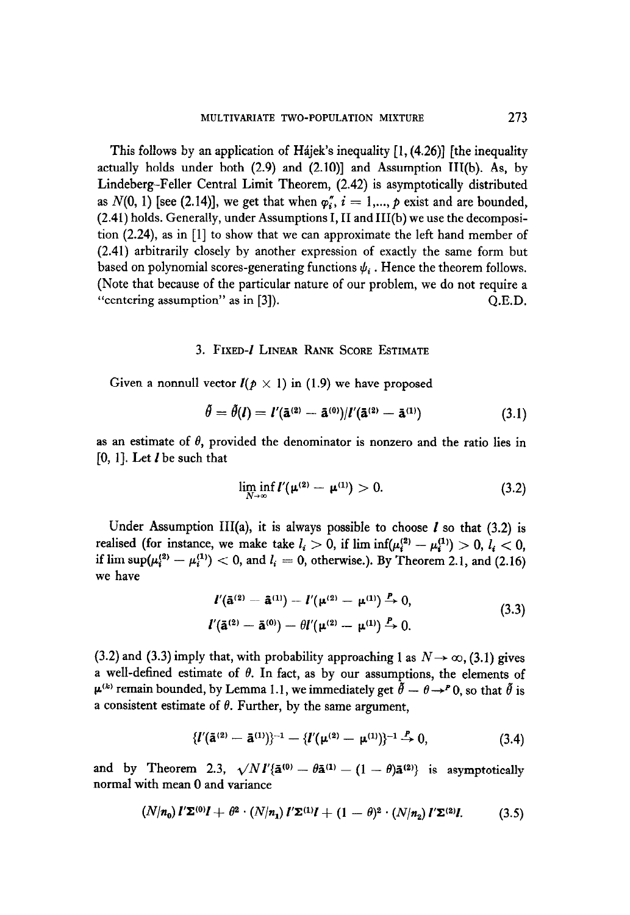This follows by an application of Hájek's inequality [1, (4.26)] [the inequality actually holds under both (2.9) and (2.10)] and Assumption III(b). As, by Lindeberg–Feller Central Limit Theorem, (2.42) is asymptotically distributed as $N(0, 1)$ [see (2.14)], we get that when $\varphi_i''$, $i = 1,..., p$ exist and are bounded, (2.41) holds. Generally, under Assumptions I, II and III(b) we use the decomposition (2.24), as in [1] to show that we can approximate the left hand member of (2.41) arbitrarily closely by another expression of exactly the same form but based on polynomial scores-generating functions $\psi_i$. Hence the theorem follows. (Note that because of the particular nature of our problem, we do not require a "centering assumption" as in [3]). Q.E.D.

## 3. Fixed-$l$ Linear Rank Score Estimate

Given a nonnull vector $l(p \times 1)$ in (1.9) we have proposed

$$\tilde{\theta} = \tilde{\theta}(l) = l'(\bar{\mathbf{a}}^{(2)} - \bar{\mathbf{a}}^{(0)})/l'(\bar{\mathbf{a}}^{(2)} - \bar{\mathbf{a}}^{(1)}) \tag{3.1}$$

as an estimate of $\theta$, provided the denominator is nonzero and the ratio lies in $[0, 1]$. Let $l$ be such that

$$\liminf_{N \to \infty} l'(\boldsymbol{\mu}^{(2)} - \boldsymbol{\mu}^{(1)}) > 0. \tag{3.2}$$

Under Assumption III(a), it is always possible to choose $l$ so that (3.2) is realised (for instance, we make take $l_i > 0$, if $\lim\inf(\mu_i^{(2)} - \mu_i^{(1)}) > 0$, $l_i < 0$, if $\lim\sup(\mu_i^{(2)} - \mu_i^{(1)}) < 0$, and $l_i = 0$, otherwise.). By Theorem 2.1, and (2.16) we have

$$\begin{aligned} l'(\bar{\mathbf{a}}^{(2)} - \bar{\mathbf{a}}^{(1)}) - l'(\boldsymbol{\mu}^{(2)} - \boldsymbol{\mu}^{(1)}) &\xrightarrow{P} 0, \\ l'(\bar{\mathbf{a}}^{(2)} - \bar{\mathbf{a}}^{(0)}) - \theta l'(\boldsymbol{\mu}^{(2)} - \boldsymbol{\mu}^{(1)}) &\xrightarrow{P} 0. \end{aligned} \tag{3.3}$$

(3.2) and (3.3) imply that, with probability approaching 1 as $N \to \infty$, (3.1) gives a well-defined estimate of $\theta$. In fact, as by our assumptions, the elements of $\boldsymbol{\mu}^{(k)}$ remain bounded, by Lemma 1.1, we immediately get $\tilde{\theta} - \theta \to^P 0$, so that $\tilde{\theta}$ is a consistent estimate of $\theta$. Further, by the same argument,

$$\{l'(\bar{\mathbf{a}}^{(2)} - \bar{\mathbf{a}}^{(1)})\}^{-1} - \{l'(\boldsymbol{\mu}^{(2)} - \boldsymbol{\mu}^{(1)})\}^{-1} \xrightarrow{P} 0, \tag{3.4}$$

and by Theorem 2.3, $\sqrt{N}\, l'\{\bar{\mathbf{a}}^{(0)} - \theta\bar{\mathbf{a}}^{(1)} - (1 - \theta)\bar{\mathbf{a}}^{(2)}\}$ is asymptotically normal with mean 0 and variance

$$(N/n_0)\, l'\boldsymbol{\Sigma}^{(0)}l + \theta^2 \cdot (N/n_1)\, l'\boldsymbol{\Sigma}^{(1)}l + (1 - \theta)^2 \cdot (N/n_2)\, l'\boldsymbol{\Sigma}^{(2)}l. \tag{3.5}$$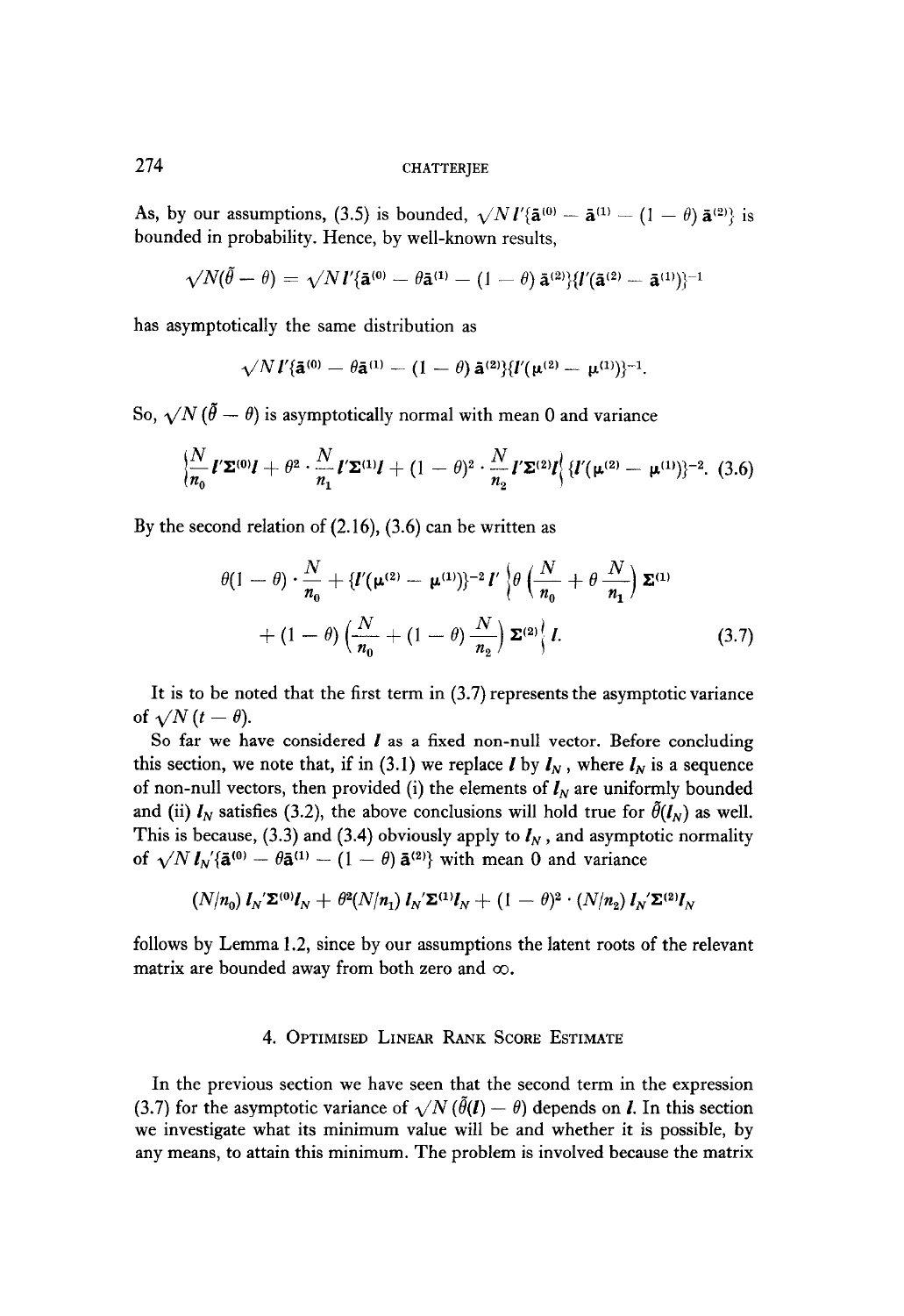As, by our assumptions, (3.5) is bounded, $\sqrt{N}\, l'\{\bar{\mathbf{a}}^{(0)} - \bar{\mathbf{a}}^{(1)} - (1-\theta)\,\bar{\mathbf{a}}^{(2)}\}$ is bounded in probability. Hence, by well-known results,

$$\sqrt{N}(\tilde{\theta} - \theta) = \sqrt{N}\, l'\{\bar{\mathbf{a}}^{(0)} - \theta\bar{\mathbf{a}}^{(1)} - (1-\theta)\,\bar{\mathbf{a}}^{(2)}\}\{l'(\bar{\mathbf{a}}^{(2)} - \bar{\mathbf{a}}^{(1)})\}^{-1}$$

has asymptotically the same distribution as

$$\sqrt{N}\, l'\{\bar{\mathbf{a}}^{(0)} - \theta\bar{\mathbf{a}}^{(1)} - (1-\theta)\,\bar{\mathbf{a}}^{(2)}\}\{l'(\boldsymbol{\mu}^{(2)} - \boldsymbol{\mu}^{(1)})\}^{-1}.$$

So, $\sqrt{N}\,(\tilde{\theta} - \theta)$ is asymptotically normal with mean 0 and variance

$$\left\{\frac{N}{n_0}\, l'\boldsymbol{\Sigma}^{(0)} l + \theta^2 \cdot \frac{N}{n_1}\, l'\boldsymbol{\Sigma}^{(1)} l + (1-\theta)^2 \cdot \frac{N}{n_2}\, l'\boldsymbol{\Sigma}^{(2)} l\right\}\{l'(\boldsymbol{\mu}^{(2)} - \boldsymbol{\mu}^{(1)})\}^{-2}. \tag{3.6}$$

By the second relation of (2.16), (3.6) can be written as

$$\begin{aligned}\theta(1-\theta)\cdot\frac{N}{n_0} + \{l'(\boldsymbol{\mu}^{(2)} - \boldsymbol{\mu}^{(1)})\}^{-2}\, l' \Big\{\theta\left(\frac{N}{n_0} + \theta\frac{N}{n_1}\right)\boldsymbol{\Sigma}^{(1)} \\ + (1-\theta)\left(\frac{N}{n_0} + (1-\theta)\frac{N}{n_2}\right)\boldsymbol{\Sigma}^{(2)}\Big\}\, l.\end{aligned} \tag{3.7}$$

It is to be noted that the first term in (3.7) represents the asymptotic variance of $\sqrt{N}\,(t - \theta)$.

So far we have considered $l$ as a fixed non-null vector. Before concluding this section, we note that, if in (3.1) we replace $l$ by $l_N$, where $l_N$ is a sequence of non-null vectors, then provided (i) the elements of $l_N$ are uniformly bounded and (ii) $l_N$ satisfies (3.2), the above conclusions will hold true for $\tilde{\theta}(l_N)$ as well. This is because, (3.3) and (3.4) obviously apply to $l_N$, and asymptotic normality of $\sqrt{N}\, l_N'\{\bar{\mathbf{a}}^{(0)} - \theta\bar{\mathbf{a}}^{(1)} - (1-\theta)\,\bar{\mathbf{a}}^{(2)}\}$ with mean 0 and variance

$$(N/n_0)\, l_N'\boldsymbol{\Sigma}^{(0)} l_N + \theta^2 (N/n_1)\, l_N'\boldsymbol{\Sigma}^{(1)} l_N + (1-\theta)^2 \cdot (N/n_2)\, l_N'\boldsymbol{\Sigma}^{(2)} l_N$$

follows by Lemma 1.2, since by our assumptions the latent roots of the relevant matrix are bounded away from both zero and $\infty$.

## 4. Optimised Linear Rank Score Estimate

In the previous section we have seen that the second term in the expression (3.7) for the asymptotic variance of $\sqrt{N}\,(\tilde{\theta}(l) - \theta)$ depends on $l$. In this section we investigate what its minimum value will be and whether it is possible, by any means, to attain this minimum. The problem is involved because the matrix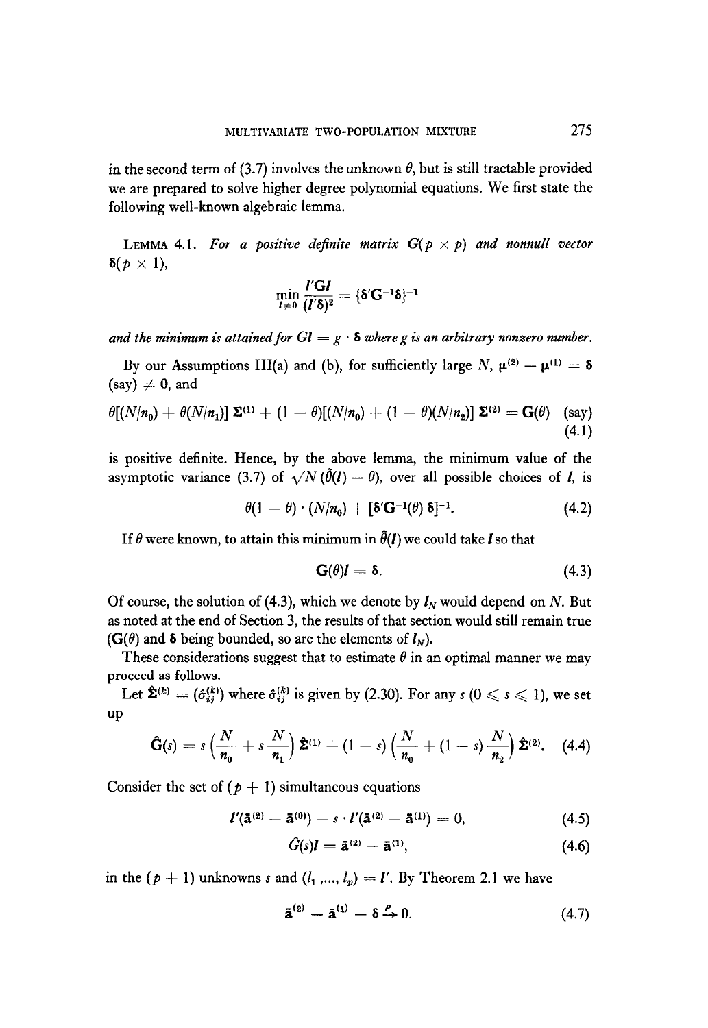in the second term of (3.7) involves the unknown $\theta$, but is still tractable provided we are prepared to solve higher degree polynomial equations. We first state the following well-known algebraic lemma.

**Lemma 4.1.** *For a positive definite matrix $G(p \times p)$ and nonnull vector $\boldsymbol{\delta}(p \times 1)$,*

$$\min_{l \neq 0} \frac{l'Gl}{(l'\boldsymbol{\delta})^2} = \{\boldsymbol{\delta}'\mathbf{G}^{-1}\boldsymbol{\delta}\}^{-1}$$

*and the minimum is attained for $Gl = g \cdot \boldsymbol{\delta}$ where $g$ is an arbitrary nonzero number.*

By our Assumptions III(a) and (b), for sufficiently large $N$, $\boldsymbol{\mu}^{(2)} - \boldsymbol{\mu}^{(1)} = \boldsymbol{\delta}$ (say) $\neq \mathbf{0}$, and

$$\theta[(N/n_0) + \theta(N/n_1)]\, \boldsymbol{\Sigma}^{(1)} + (1-\theta)[(N/n_0) + (1-\theta)(N/n_2)]\, \boldsymbol{\Sigma}^{(2)} = \mathbf{G}(\theta) \quad \text{(say)} \tag{4.1}$$

is positive definite. Hence, by the above lemma, the minimum value of the asymptotic variance (3.7) of $\sqrt{N}\,(\tilde{\theta}(\boldsymbol{l}) - \theta)$, over all possible choices of $\boldsymbol{l}$, is

$$\theta(1-\theta) \cdot (N/n_0) + [\boldsymbol{\delta}'\mathbf{G}^{-1}(\theta)\,\boldsymbol{\delta}]^{-1}. \tag{4.2}$$

If $\theta$ were known, to attain this minimum in $\tilde{\theta}(\boldsymbol{l})$ we could take $\boldsymbol{l}$ so that

$$\mathbf{G}(\theta)\boldsymbol{l} = \boldsymbol{\delta}. \tag{4.3}$$

Of course, the solution of (4.3), which we denote by $\boldsymbol{l}_N$ would depend on $N$. But as noted at the end of Section 3, the results of that section would still remain true ($\mathbf{G}(\theta)$ and $\boldsymbol{\delta}$ being bounded, so are the elements of $\boldsymbol{l}_N$).

These considerations suggest that to estimate $\theta$ in an optimal manner we may proceed as follows.

Let $\hat{\boldsymbol{\Sigma}}^{(k)} = (\hat{\sigma}_{ij}^{(k)})$ where $\hat{\sigma}_{ij}^{(k)}$ is given by (2.30). For any $s$ $(0 \leqslant s \leqslant 1)$, we set up

$$\hat{\mathbf{G}}(s) = s\left(\frac{N}{n_0} + s\frac{N}{n_1}\right)\hat{\boldsymbol{\Sigma}}^{(1)} + (1-s)\left(\frac{N}{n_0} + (1-s)\frac{N}{n_2}\right)\hat{\boldsymbol{\Sigma}}^{(2)}. \tag{4.4}$$

Consider the set of $(p+1)$ simultaneous equations

$$\boldsymbol{l}'(\bar{\mathbf{a}}^{(2)} - \bar{\mathbf{a}}^{(0)}) - s \cdot \boldsymbol{l}'(\bar{\mathbf{a}}^{(2)} - \bar{\mathbf{a}}^{(1)}) = 0, \tag{4.5}$$

$$\hat{G}(s)\boldsymbol{l} = \bar{\mathbf{a}}^{(2)} - \bar{\mathbf{a}}^{(1)}, \tag{4.6}$$

in the $(p+1)$ unknowns $s$ and $(l_1, \ldots, l_p) = \boldsymbol{l}'$. By Theorem 2.1 we have

$$\bar{\mathbf{a}}^{(2)} - \bar{\mathbf{a}}^{(1)} - \boldsymbol{\delta} \xrightarrow{P} 0. \tag{4.7}$$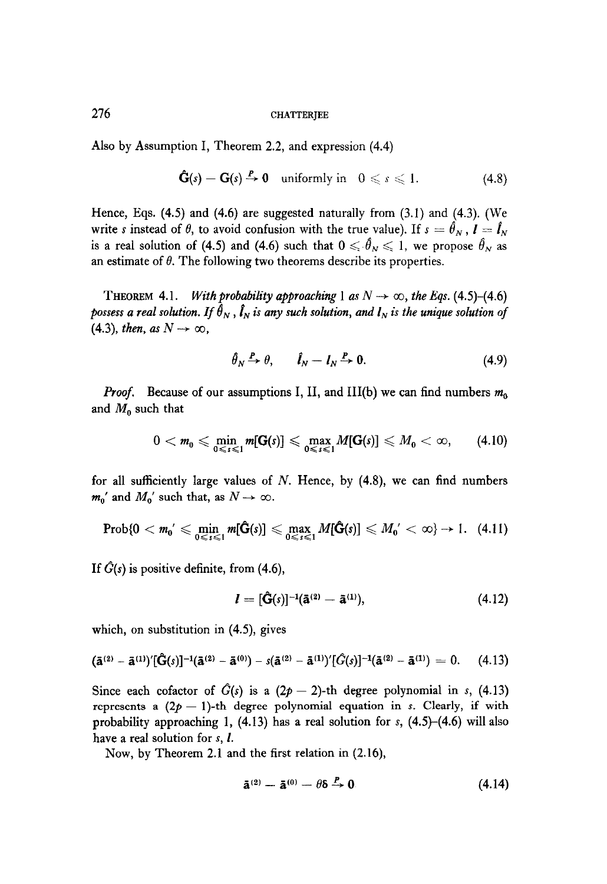Also by Assumption I, Theorem 2.2, and expression (4.4)

$$\hat{\mathbf{G}}(s) - \mathbf{G}(s) \xrightarrow{P} \mathbf{0} \quad \text{uniformly in} \quad 0 \leqslant s \leqslant 1. \tag{4.8}$$

Hence, Eqs. (4.5) and (4.6) are suggested naturally from (3.1) and (4.3). (We write $s$ instead of $\theta$, to avoid confusion with the true value). If $s = \hat{\theta}_N$, $\mathbf{l} = \hat{\mathbf{l}}_N$ is a real solution of (4.5) and (4.6) such that $0 \leqslant \hat{\theta}_N \leqslant 1$, we propose $\hat{\theta}_N$ as an estimate of $\theta$. The following two theorems describe its properties.

THEOREM 4.1. *With probability approaching* 1 *as* $N \to \infty$, *the Eqs.* (4.5)–(4.6) *possess a real solution. If* $\hat{\theta}_N$, $\hat{\mathbf{l}}_N$ *is any such solution, and* $\mathbf{l}_N$ *is the unique solution of* (4.3), *then, as* $N \to \infty$,

$$\hat{\theta}_N \xrightarrow{P} \theta, \qquad \hat{\mathbf{l}}_N - \mathbf{l}_N \xrightarrow{P} \mathbf{0}. \tag{4.9}$$

*Proof.* Because of our assumptions I, II, and III(b) we can find numbers $m_0$ and $M_0$ such that

$$0 < m_0 \leqslant \min_{0 \leqslant s \leqslant 1} m[\mathbf{G}(s)] \leqslant \max_{0 \leqslant s \leqslant 1} M[\mathbf{G}(s)] \leqslant M_0 < \infty, \tag{4.10}$$

for all sufficiently large values of $N$. Hence, by (4.8), we can find numbers $m_0'$ and $M_0'$ such that, as $N \to \infty$.

$$\text{Prob}\{0 < m_0' \leqslant \min_{0 \leqslant s \leqslant 1} m[\hat{\mathbf{G}}(s)] \leqslant \max_{0 \leqslant s \leqslant 1} M[\hat{\mathbf{G}}(s)] \leqslant M_0' < \infty\} \to 1. \tag{4.11}$$

If $\hat{G}(s)$ is positive definite, from (4.6),

$$\mathbf{l} = [\hat{\mathbf{G}}(s)]^{-1}(\bar{\mathbf{a}}^{(2)} - \bar{\mathbf{a}}^{(1)}), \tag{4.12}$$

which, on substitution in (4.5), gives

$$(\bar{\mathbf{a}}^{(2)} - \bar{\mathbf{a}}^{(1)})'[\hat{\mathbf{G}}(s)]^{-1}(\bar{\mathbf{a}}^{(2)} - \bar{\mathbf{a}}^{(0)}) - s(\bar{\mathbf{a}}^{(2)} - \bar{\mathbf{a}}^{(1)})'[\hat{G}(s)]^{-1}(\bar{\mathbf{a}}^{(2)} - \bar{\mathbf{a}}^{(1)}) = 0. \tag{4.13}$$

Since each cofactor of $\hat{G}(s)$ is a $(2p - 2)$-th degree polynomial in $s$, (4.13) represents a $(2p - 1)$-th degree polynomial equation in $s$. Clearly, if with probability approaching 1, (4.13) has a real solution for $s$, (4.5)–(4.6) will also have a real solution for $s$, $\mathbf{l}$.

Now, by Theorem 2.1 and the first relation in (2.16),

$$\bar{\mathbf{a}}^{(2)} - \bar{\mathbf{a}}^{(0)} - \theta\boldsymbol{\delta} \xrightarrow{P} \mathbf{0} \tag{4.14}$$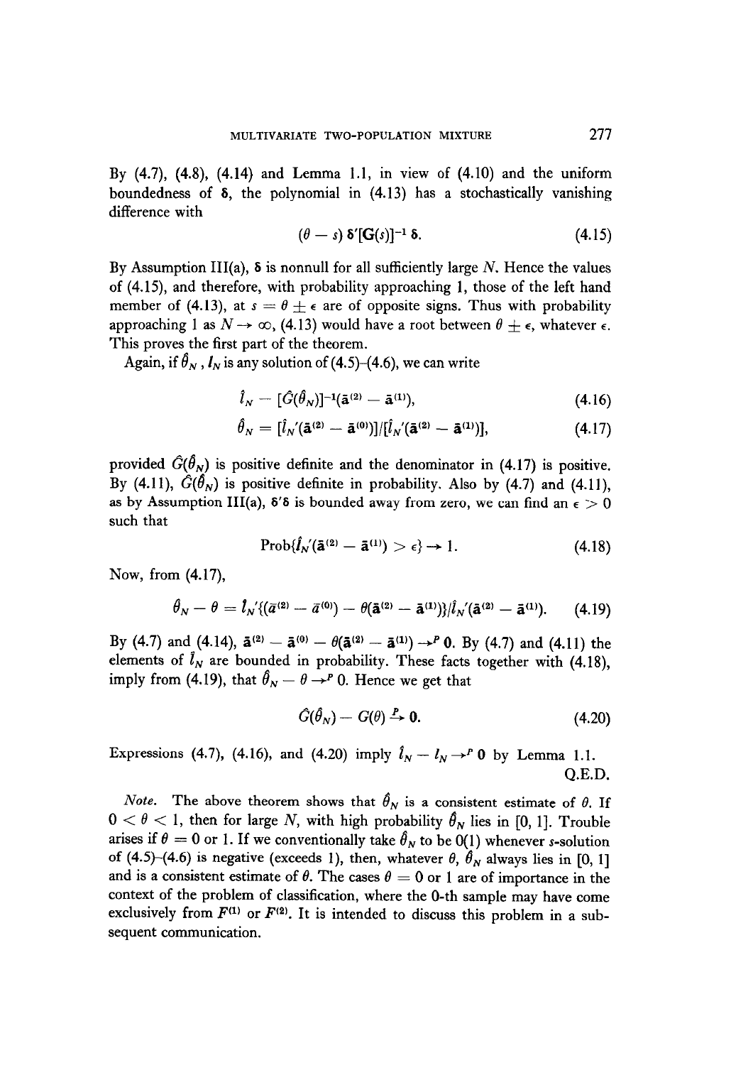By (4.7), (4.8), (4.14) and Lemma 1.1, in view of (4.10) and the uniform boundedness of $\boldsymbol{\delta}$, the polynomial in (4.13) has a stochastically vanishing difference with

$$(\theta - s)\, \boldsymbol{\delta}'[\mathbf{G}(s)]^{-1}\, \boldsymbol{\delta}. \tag{4.15}$$

By Assumption III(a), $\boldsymbol{\delta}$ is nonnull for all sufficiently large $N$. Hence the values of (4.15), and therefore, with probability approaching 1, those of the left hand member of (4.13), at $s = \theta \pm \epsilon$ are of opposite signs. Thus with probability approaching 1 as $N \to \infty$, (4.13) would have a root between $\theta \pm \epsilon$, whatever $\epsilon$. This proves the first part of the theorem.

Again, if $\hat{\theta}_N$, $\hat{\mathbf{l}}_N$ is any solution of (4.5)–(4.6), we can write

$$\hat{\mathbf{l}}_N = [\hat{G}(\hat{\theta}_N)]^{-1}(\bar{\mathbf{a}}^{(2)} - \bar{\mathbf{a}}^{(1)}), \tag{4.16}$$

$$\hat{\theta}_N = [\hat{\mathbf{l}}_N'(\bar{\mathbf{a}}^{(2)} - \bar{\mathbf{a}}^{(0)})]/[\hat{\mathbf{l}}_N'(\bar{\mathbf{a}}^{(2)} - \bar{\mathbf{a}}^{(1)})], \tag{4.17}$$

provided $\hat{G}(\hat{\theta}_N)$ is positive definite and the denominator in (4.17) is positive. By (4.11), $\hat{G}(\hat{\theta}_N)$ is positive definite in probability. Also by (4.7) and (4.11), as by Assumption III(a), $\boldsymbol{\delta}'\boldsymbol{\delta}$ is bounded away from zero, we can find an $\epsilon > 0$ such that

$$\text{Prob}\{\hat{\mathbf{l}}_N'(\bar{\mathbf{a}}^{(2)} - \bar{\mathbf{a}}^{(1)}) > \epsilon\} \to 1. \tag{4.18}$$

Now, from (4.17),

$$\hat{\theta}_N - \theta = \hat{\mathbf{l}}_N'\{(\bar{a}^{(2)} - \bar{a}^{(0)}) - \theta(\bar{\mathbf{a}}^{(2)} - \bar{\mathbf{a}}^{(1)})\}/\hat{\mathbf{l}}_N'(\bar{\mathbf{a}}^{(2)} - \bar{\mathbf{a}}^{(1)}). \tag{4.19}$$

By (4.7) and (4.14), $\bar{\mathbf{a}}^{(2)} - \bar{\mathbf{a}}^{(0)} - \theta(\bar{\mathbf{a}}^{(2)} - \bar{\mathbf{a}}^{(1)}) \to^{P} \mathbf{0}$. By (4.7) and (4.11) the elements of $\hat{\mathbf{l}}_N$ are bounded in probability. These facts together with (4.18), imply from (4.19), that $\hat{\theta}_N - \theta \to^{P} 0$. Hence we get that

$$\hat{G}(\hat{\theta}_N) - G(\theta) \xrightarrow{P} \mathbf{0}. \tag{4.20}$$

Expressions (4.7), (4.16), and (4.20) imply $\hat{\mathbf{l}}_N - \mathbf{l}_N \to^{P} \mathbf{0}$ by Lemma 1.1.

Q.E.D.

*Note.* The above theorem shows that $\hat{\theta}_N$ is a consistent estimate of $\theta$. If $0 < \theta < 1$, then for large $N$, with high probability $\hat{\theta}_N$ lies in $[0, 1]$. Trouble arises if $\theta = 0$ or 1. If we conventionally take $\hat{\theta}_N$ to be 0(1) whenever $s$-solution of (4.5)–(4.6) is negative (exceeds 1), then, whatever $\theta$, $\hat{\theta}_N$ always lies in $[0, 1]$ and is a consistent estimate of $\theta$. The cases $\theta = 0$ or 1 are of importance in the context of the problem of classification, where the 0-th sample may have come exclusively from $F^{(1)}$ or $F^{(2)}$. It is intended to discuss this problem in a subsequent communication.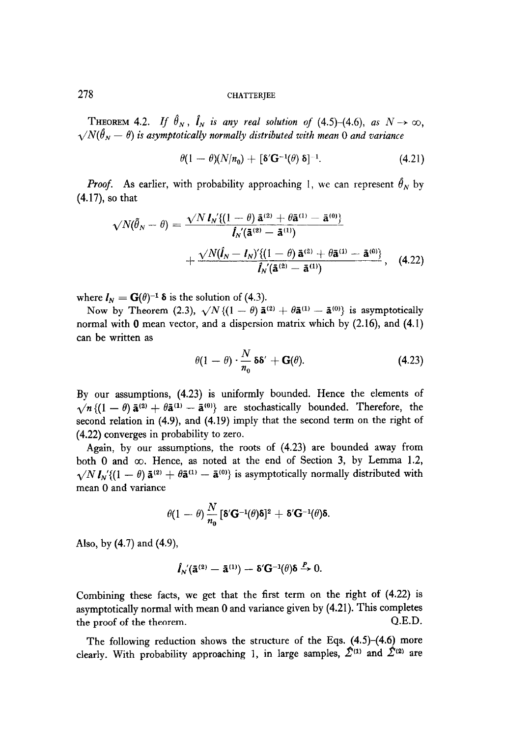**Theorem 4.2.** *If $\hat{\theta}_N$, $\hat{\mathbf{l}}_N$ is any real solution of (4.5)–(4.6), as $N \to \infty$, $\sqrt{N}(\hat{\theta}_N - \theta)$ is asymptotically normally distributed with mean 0 and variance*

$$\theta(1-\theta)(N/n_0) + [\boldsymbol{\delta}'\mathbf{G}^{-1}(\theta)\,\boldsymbol{\delta}]^{-1}. \tag{4.21}$$

*Proof.* As earlier, with probability approaching 1, we can represent $\hat{\theta}_N$ by (4.17), so that

$$\sqrt{N}(\hat{\theta}_N - \theta) = \frac{\sqrt{N}\,\mathbf{l}_N'\{(1-\theta)\,\bar{\mathbf{a}}^{(2)} + \theta\bar{\mathbf{a}}^{(1)} - \bar{\mathbf{a}}^{(0)}\}}{\hat{\mathbf{l}}_N'(\bar{\mathbf{a}}^{(2)} - \bar{\mathbf{a}}^{(1)})} + \frac{\sqrt{N}(\hat{\mathbf{l}}_N - \mathbf{l}_N)'\{(1-\theta)\,\bar{\mathbf{a}}^{(2)} + \theta\bar{\mathbf{a}}^{(1)} - \bar{\mathbf{a}}^{(0)}\}}{\hat{\mathbf{l}}_N'(\bar{\mathbf{a}}^{(2)} - \bar{\mathbf{a}}^{(1)})}, \tag{4.22}$$

where $\mathbf{l}_N = \mathbf{G}(\theta)^{-1}\,\boldsymbol{\delta}$ is the solution of (4.3).

Now by Theorem (2.3), $\sqrt{N}\{(1-\theta)\,\bar{\mathbf{a}}^{(2)} + \theta\bar{\mathbf{a}}^{(1)} - \bar{\mathbf{a}}^{(0)}\}$ is asymptotically normal with $\mathbf{0}$ mean vector, and a dispersion matrix which by (2.16), and (4.1) can be written as

$$\theta(1-\theta)\cdot\frac{N}{n_0}\,\boldsymbol{\delta}\boldsymbol{\delta}' + \mathbf{G}(\theta). \tag{4.23}$$

By our assumptions, (4.23) is uniformly bounded. Hence the elements of $\sqrt{n}\,\{(1-\theta)\,\bar{\mathbf{a}}^{(2)} + \theta\bar{\mathbf{a}}^{(1)} - \bar{\mathbf{a}}^{(0)}\}$ are stochastically bounded. Therefore, the second relation in (4.9), and (4.19) imply that the second term on the right of (4.22) converges in probability to zero.

Again, by our assumptions, the roots of (4.23) are bounded away from both 0 and $\infty$. Hence, as noted at the end of Section 3, by Lemma 1.2, $\sqrt{N}\,\mathbf{l}_N'\{(1-\theta)\,\bar{\mathbf{a}}^{(2)} + \theta\bar{\mathbf{a}}^{(1)} - \bar{\mathbf{a}}^{(0)}\}$ is asymptotically normally distributed with mean 0 and variance

$$\theta(1-\theta)\frac{N}{n_0}\,[\boldsymbol{\delta}'\mathbf{G}^{-1}(\theta)\boldsymbol{\delta}]^2 + \boldsymbol{\delta}'\mathbf{G}^{-1}(\theta)\boldsymbol{\delta}.$$

Also, by (4.7) and (4.9),

$$\hat{\mathbf{l}}_N'(\bar{\mathbf{a}}^{(2)} - \bar{\mathbf{a}}^{(1)}) - \boldsymbol{\delta}'\mathbf{G}^{-1}(\theta)\boldsymbol{\delta} \xrightarrow{P} 0.$$

Combining these facts, we get that the first term on the right of (4.22) is asymptotically normal with mean 0 and variance given by (4.21). This completes the proof of the theorem. Q.E.D.

The following reduction shows the structure of the Eqs. (4.5)–(4.6) more clearly. With probability approaching 1, in large samples, $\hat{\mathcal{L}}^{(1)}$ and $\hat{\mathcal{L}}^{(2)}$ are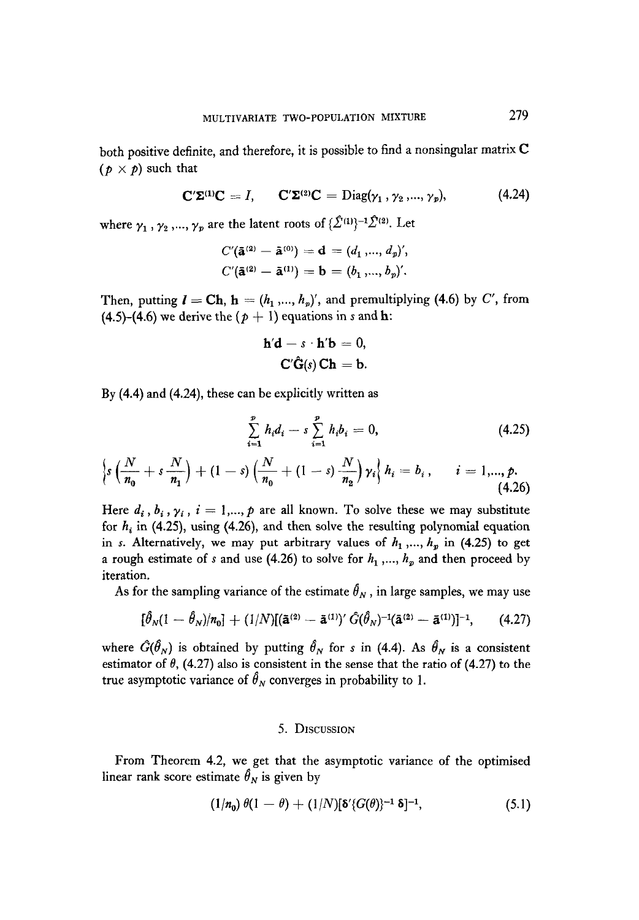both positive definite, and therefore, it is possible to find a nonsingular matrix $\mathbf{C}$ ($p \times p$) such that

$$\mathbf{C}'\mathbf{\Sigma}^{(1)}\mathbf{C} = I, \qquad \mathbf{C}'\mathbf{\Sigma}^{(2)}\mathbf{C} = \text{Diag}(\gamma_1, \gamma_2, ..., \gamma_p), \tag{4.24}$$

where $\gamma_1, \gamma_2, ..., \gamma_p$ are the latent roots of $\{\hat{\Sigma}^{(1)}\}^{-1}\hat{\Sigma}^{(2)}$. Let

$$C'(\bar{\mathbf{a}}^{(2)} - \bar{\mathbf{a}}^{(0)}) = \mathbf{d} = (d_1, ..., d_p)',$$

$$C'(\bar{\mathbf{a}}^{(2)} - \bar{\mathbf{a}}^{(1)}) = \mathbf{b} = (b_1, ..., b_p)'.$$

Then, putting $\boldsymbol{l} = \mathbf{Ch}$, $\mathbf{h} = (h_1, ..., h_p)'$, and premultiplying (4.6) by $C'$, from (4.5)-(4.6) we derive the $(p + 1)$ equations in $s$ and $\mathbf{h}$:

$$\mathbf{h}'\mathbf{d} - s \cdot \mathbf{h}'\mathbf{b} = 0,$$

$$\mathbf{C}'\hat{\mathbf{G}}(s)\,\mathbf{Ch} = \mathbf{b}.$$

By (4.4) and (4.24), these can be explicitly written as

$$\sum_{i=1}^{p} h_i d_i - s \sum_{i=1}^{p} h_i b_i = 0, \tag{4.25}$$

$$\left\{ s\left(\frac{N}{n_0} + s\frac{N}{n_1}\right) + (1 - s)\left(\frac{N}{n_0} + (1 - s)\frac{N}{n_2}\right)\gamma_i \right\} h_i = b_i, \qquad i = 1, ..., p. \tag{4.26}$$

Here $d_i, b_i, \gamma_i$, $i = 1, ..., p$ are all known. To solve these we may substitute for $h_i$ in (4.25), using (4.26), and then solve the resulting polynomial equation in $s$. Alternatively, we may put arbitrary values of $h_1, ..., h_p$ in (4.25) to get a rough estimate of $s$ and use (4.26) to solve for $h_1, ..., h_p$ and then proceed by iteration.

As for the sampling variance of the estimate $\hat{\theta}_N$, in large samples, we may use

$$[\hat{\theta}_N(1 - \hat{\theta}_N)/n_0] + (1/N)[(\bar{\mathbf{a}}^{(2)} - \bar{\mathbf{a}}^{(1)})'\,\hat{G}(\hat{\theta}_N)^{-1}(\bar{\mathbf{a}}^{(2)} - \bar{\mathbf{a}}^{(1)})]^{-1}, \tag{4.27}$$

where $\hat{G}(\hat{\theta}_N)$ is obtained by putting $\hat{\theta}_N$ for $s$ in (4.4). As $\hat{\theta}_N$ is a consistent estimator of $\theta$, (4.27) also is consistent in the sense that the ratio of (4.27) to the true asymptotic variance of $\hat{\theta}_N$ converges in probability to 1.

## 5. Discussion

From Theorem 4.2, we get that the asymptotic variance of the optimised linear rank score estimate $\hat{\theta}_N$ is given by

$$(1/n_0)\,\theta(1 - \theta) + (1/N)[\boldsymbol{\delta}'\{G(\theta)\}^{-1}\,\boldsymbol{\delta}]^{-1}, \tag{5.1}$$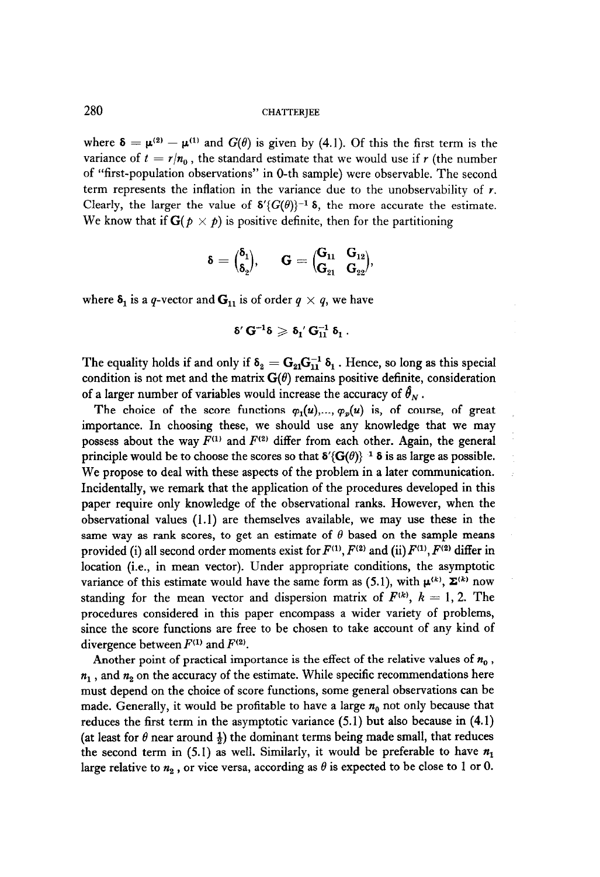where $\boldsymbol{\delta} = \boldsymbol{\mu}^{(2)} - \boldsymbol{\mu}^{(1)}$ and $G(\theta)$ is given by (4.1). Of this the first term is the variance of $t = r/n_0$, the standard estimate that we would use if $r$ (the number of "first-population observations" in 0-th sample) were observable. The second term represents the inflation in the variance due to the unobservability of $r$. Clearly, the larger the value of $\boldsymbol{\delta}'\{G(\theta)\}^{-1}\boldsymbol{\delta}$, the more accurate the estimate. We know that if $\mathbf{G}(p \times p)$ is positive definite, then for the partitioning

$$\boldsymbol{\delta} = \begin{pmatrix} \boldsymbol{\delta}_1 \\ \boldsymbol{\delta}_2 \end{pmatrix}, \qquad \mathbf{G} = \begin{pmatrix} \mathbf{G}_{11} & \mathbf{G}_{12} \\ \mathbf{G}_{21} & \mathbf{G}_{22} \end{pmatrix},$$

where $\boldsymbol{\delta}_1$ is a $q$-vector and $\mathbf{G}_{11}$ is of order $q \times q$, we have

$$\boldsymbol{\delta}' \mathbf{G}^{-1} \boldsymbol{\delta} \geqslant \boldsymbol{\delta}_1' \mathbf{G}_{11}^{-1} \boldsymbol{\delta}_1 .$$

The equality holds if and only if $\boldsymbol{\delta}_2 = \mathbf{G}_{21}\mathbf{G}_{11}^{-1}\boldsymbol{\delta}_1$. Hence, so long as this special condition is not met and the matrix $\mathbf{G}(\theta)$ remains positive definite, consideration of a larger number of variables would increase the accuracy of $\hat{\theta}_N$.

The choice of the score functions $\varphi_1(u),..., \varphi_p(u)$ is, of course, of great importance. In choosing these, we should use any knowledge that we may possess about the way $F^{(1)}$ and $F^{(2)}$ differ from each other. Again, the general principle would be to choose the scores so that $\boldsymbol{\delta}'\{\mathbf{G}(\theta)\}^{-1}\boldsymbol{\delta}$ is as large as possible. We propose to deal with these aspects of the problem in a later communication. Incidentally, we remark that the application of the procedures developed in this paper require only knowledge of the observational ranks. However, when the observational values (1.1) are themselves available, we may use these in the same way as rank scores, to get an estimate of $\theta$ based on the sample means provided (i) all second order moments exist for $F^{(1)}, F^{(2)}$ and (ii) $F^{(1)}, F^{(2)}$ differ in location (i.e., in mean vector). Under appropriate conditions, the asymptotic variance of this estimate would have the same form as (5.1), with $\boldsymbol{\mu}^{(k)}$, $\boldsymbol{\Sigma}^{(k)}$ now standing for the mean vector and dispersion matrix of $F^{(k)}$, $k = 1, 2$. The procedures considered in this paper encompass a wider variety of problems, since the score functions are free to be chosen to take account of any kind of divergence between $F^{(1)}$ and $F^{(2)}$.

Another point of practical importance is the effect of the relative values of $n_0$, $n_1$, and $n_2$ on the accuracy of the estimate. While specific recommendations here must depend on the choice of score functions, some general observations can be made. Generally, it would be profitable to have a large $n_0$ not only because that reduces the first term in the asymptotic variance (5.1) but also because in (4.1) (at least for $\theta$ near around $\frac{1}{2}$) the dominant terms being made small, that reduces the second term in (5.1) as well. Similarly, it would be preferable to have $n_1$ large relative to $n_2$, or vice versa, according as $\theta$ is expected to be close to 1 or 0.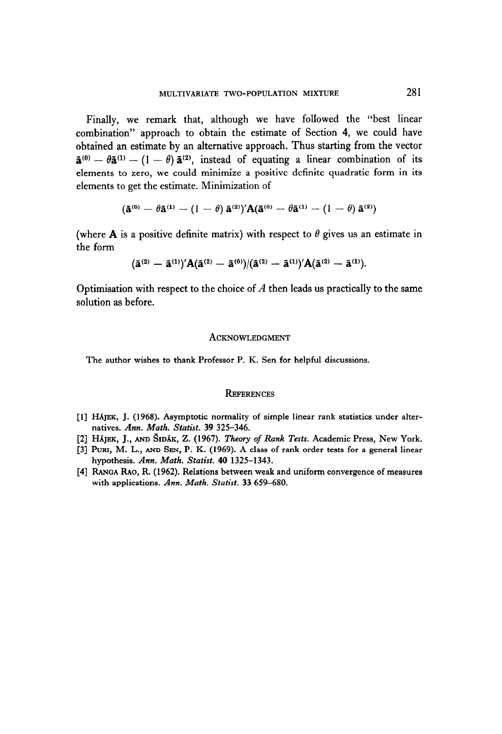Finally, we remark that, although we have followed the "best linear combination" approach to obtain the estimate of Section 4, we could have obtained an estimate by an alternative approach. Thus starting from the vector $\bar{\mathbf{a}}^{(0)} - \theta\bar{\mathbf{a}}^{(1)} - (1-\theta)\,\bar{\mathbf{a}}^{(2)}$, instead of equating a linear combination of its elements to zero, we could minimize a positive definite quadratic form in its elements to get the estimate. Minimization of

$$(\bar{\mathbf{a}}^{(0)} - \theta\bar{\mathbf{a}}^{(1)} - (1-\theta)\,\bar{\mathbf{a}}^{(2)})'\mathbf{A}(\bar{\mathbf{a}}^{(0)} - \theta\bar{\mathbf{a}}^{(1)} - (1-\theta)\,\bar{\mathbf{a}}^{(2)})$$

(where $\mathbf{A}$ is a positive definite matrix) with respect to $\theta$ gives us an estimate in the form

$$(\bar{\mathbf{a}}^{(2)} - \bar{\mathbf{a}}^{(1)})'\mathbf{A}(\bar{\mathbf{a}}^{(2)} - \bar{\mathbf{a}}^{(0)})/(\bar{\mathbf{a}}^{(2)} - \bar{\mathbf{a}}^{(1)})'\mathbf{A}(\bar{\mathbf{a}}^{(2)} - \bar{\mathbf{a}}^{(1)}).$$

Optimisation with respect to the choice of $A$ then leads us practically to the same solution as before.

## Acknowledgment

The author wishes to thank Professor P. K. Sen for helpful discussions.

## References

[1] Hájek, J. (1968). Asymptotic normality of simple linear rank statistics under alternatives. *Ann. Math. Statist.* **39** 325–346.

[2] Hájek, J., and Šidák, Z. (1967). *Theory of Rank Tests.* Academic Press, New York.

[3] Puri, M. L., and Sen, P. K. (1969). A class of rank order tests for a general linear hypothesis. *Ann. Math. Statist.* **40** 1325–1343.

[4] Ranga Rao, R. (1962). Relations between weak and uniform convergence of measures with applications. *Ann. Math. Statist.* **33** 659–680.